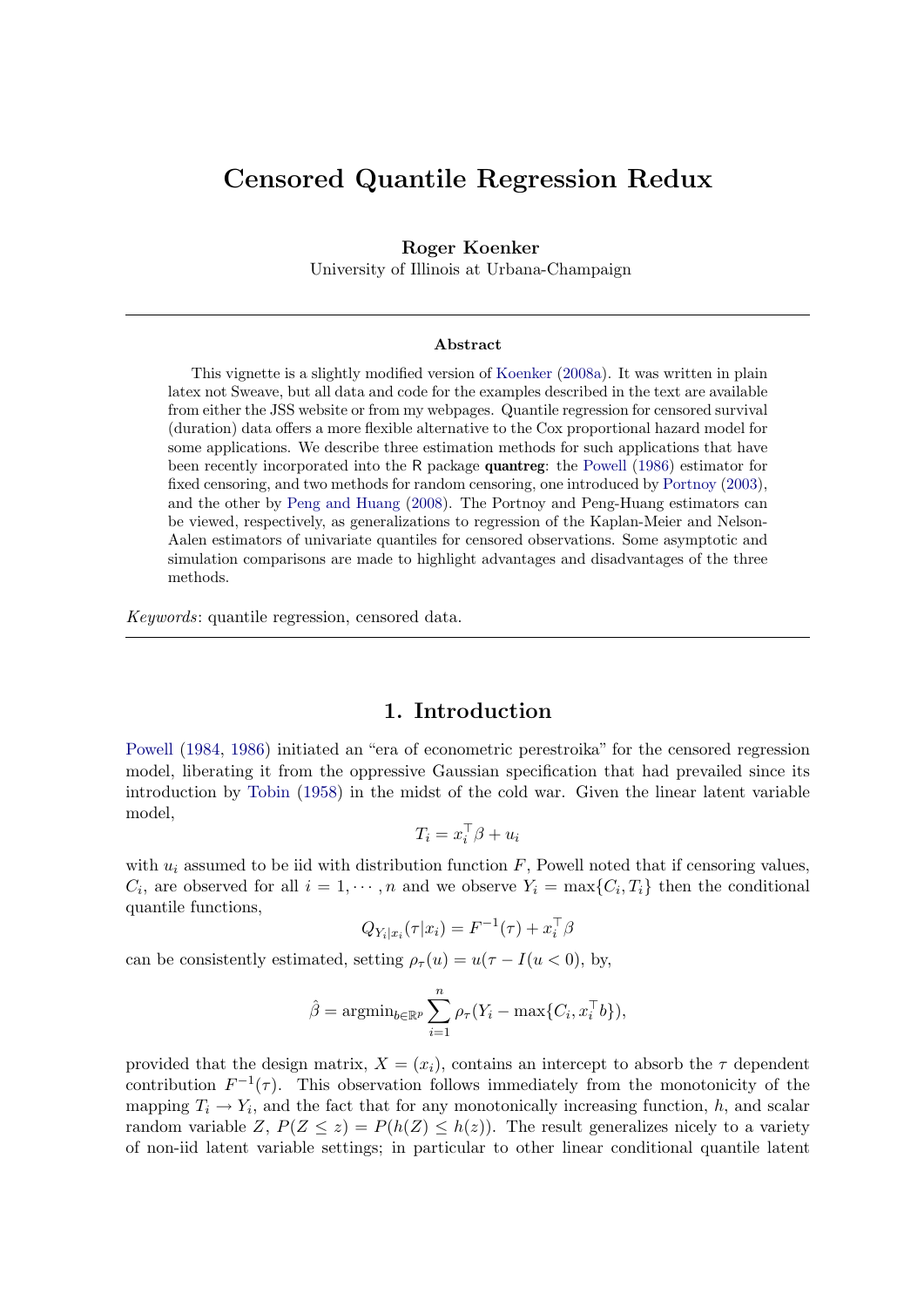# Censored Quantile Regression Redux

**Roger Koenker**
University of Illinois at Urbana-Champaign

### Abstract

This vignette is a slightly modified version of Koenker (2008a). It was written in plain latex not Sweave, but all data and code for the examples described in the text are available from either the JSS website or from my webpages. Quantile regression for censored survival (duration) data offers a more flexible alternative to the Cox proportional hazard model for some applications. We describe three estimation methods for such applications that have been recently incorporated into the R package **quantreg**: the Powell (1986) estimator for fixed censoring, and two methods for random censoring, one introduced by Portnoy (2003), and the other by Peng and Huang (2008). The Portnoy and Peng-Huang estimators can be viewed, respectively, as generalizations to regression of the Kaplan-Meier and Nelson-Aalen estimators of univariate quantiles for censored observations. Some asymptotic and simulation comparisons are made to highlight advantages and disadvantages of the three methods.

*Keywords*: quantile regression, censored data.

## 1. Introduction

Powell (1984, 1986) initiated an "era of econometric perestroika" for the censored regression model, liberating it from the oppressive Gaussian specification that had prevailed since its introduction by Tobin (1958) in the midst of the cold war. Given the linear latent variable model,

$$T_i = x_i^\top \beta + u_i$$

with $u_i$ assumed to be iid with distribution function $F$, Powell noted that if censoring values, $C_i$, are observed for all $i = 1, \cdots, n$ and we observe $Y_i = \max\{C_i, T_i\}$ then the conditional quantile functions,

$$Q_{Y_i|x_i}(\tau|x_i) = F^{-1}(\tau) + x_i^\top \beta$$

can be consistently estimated, setting $\rho_\tau(u) = u(\tau - I(u < 0))$, by,

$$\hat{\beta} = \mathrm{argmin}_{b \in \mathbb{R}^p} \sum_{i=1}^{n} \rho_\tau(Y_i - \max\{C_i, x_i^\top b\}),$$

provided that the design matrix, $X = (x_i)$, contains an intercept to absorb the $\tau$ dependent contribution $F^{-1}(\tau)$. This observation follows immediately from the monotonicity of the mapping $T_i \to Y_i$, and the fact that for any monotonically increasing function, $h$, and scalar random variable $Z$, $P(Z \le z) = P(h(Z) \le h(z))$. The result generalizes nicely to a variety of non-iid latent variable settings; in particular to other linear conditional quantile latent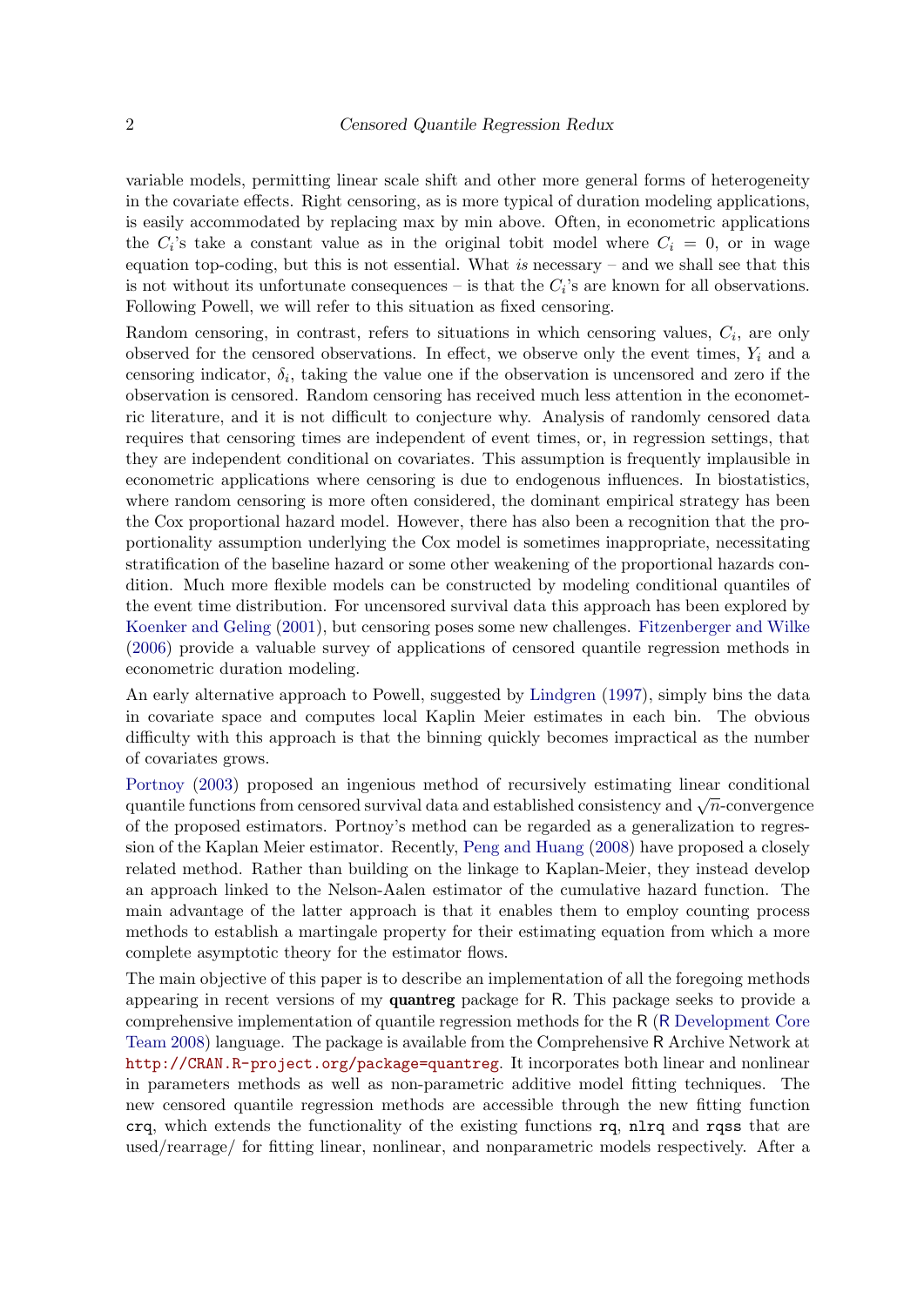variable models, permitting linear scale shift and other more general forms of heterogeneity in the covariate effects. Right censoring, as is more typical of duration modeling applications, is easily accommodated by replacing max by min above. Often, in econometric applications the $C_i$'s take a constant value as in the original tobit model where $C_i = 0$, or in wage equation top-coding, but this is not essential. What *is* necessary – and we shall see that this is not without its unfortunate consequences – is that the $C_i$'s are known for all observations. Following Powell, we will refer to this situation as fixed censoring.

Random censoring, in contrast, refers to situations in which censoring values, $C_i$, are only observed for the censored observations. In effect, we observe only the event times, $Y_i$ and a censoring indicator, $\delta_i$, taking the value one if the observation is uncensored and zero if the observation is censored. Random censoring has received much less attention in the econometric literature, and it is not difficult to conjecture why. Analysis of randomly censored data requires that censoring times are independent of event times, or, in regression settings, that they are independent conditional on covariates. This assumption is frequently implausible in econometric applications where censoring is due to endogenous influences. In biostatistics, where random censoring is more often considered, the dominant empirical strategy has been the Cox proportional hazard model. However, there has also been a recognition that the proportionality assumption underlying the Cox model is sometimes inappropriate, necessitating stratification of the baseline hazard or some other weakening of the proportional hazards condition. Much more flexible models can be constructed by modeling conditional quantiles of the event time distribution. For uncensored survival data this approach has been explored by Koenker and Geling (2001), but censoring poses some new challenges. Fitzenberger and Wilke (2006) provide a valuable survey of applications of censored quantile regression methods in econometric duration modeling.

An early alternative approach to Powell, suggested by Lindgren (1997), simply bins the data in covariate space and computes local Kaplin Meier estimates in each bin. The obvious difficulty with this approach is that the binning quickly becomes impractical as the number of covariates grows.

Portnoy (2003) proposed an ingenious method of recursively estimating linear conditional quantile functions from censored survival data and established consistency and $\sqrt{n}$-convergence of the proposed estimators. Portnoy's method can be regarded as a generalization to regression of the Kaplan Meier estimator. Recently, Peng and Huang (2008) have proposed a closely related method. Rather than building on the linkage to Kaplan-Meier, they instead develop an approach linked to the Nelson-Aalen estimator of the cumulative hazard function. The main advantage of the latter approach is that it enables them to employ counting process methods to establish a martingale property for their estimating equation from which a more complete asymptotic theory for the estimator flows.

The main objective of this paper is to describe an implementation of all the foregoing methods appearing in recent versions of my **quantreg** package for R. This package seeks to provide a comprehensive implementation of quantile regression methods for the R (R Development Core Team 2008) language. The package is available from the Comprehensive R Archive Network at http://CRAN.R-project.org/package=quantreg. It incorporates both linear and nonlinear in parameters methods as well as non-parametric additive model fitting techniques. The new censored quantile regression methods are accessible through the new fitting function `crq`, which extends the functionality of the existing functions `rq`, `nlrq` and `rqss` that are used/rearrage/ for fitting linear, nonlinear, and nonparametric models respectively. After a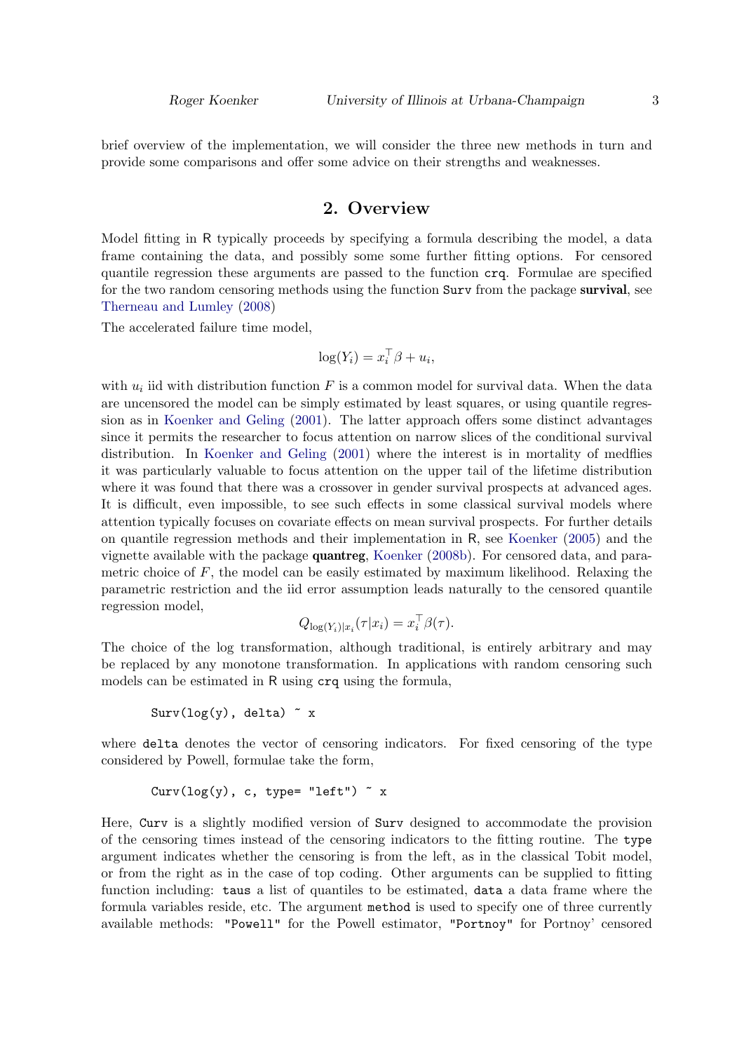brief overview of the implementation, we will consider the three new methods in turn and provide some comparisons and offer some advice on their strengths and weaknesses.

## 2. Overview

Model fitting in R typically proceeds by specifying a formula describing the model, a data frame containing the data, and possibly some some further fitting options. For censored quantile regression these arguments are passed to the function `crq`. Formulae are specified for the two random censoring methods using the function `Surv` from the package **survival**, see Therneau and Lumley (2008)

The accelerated failure time model,

$$\log(Y_i) = x_i^\top \beta + u_i,$$

with $u_i$ iid with distribution function $F$ is a common model for survival data. When the data are uncensored the model can be simply estimated by least squares, or using quantile regression as in Koenker and Geling (2001). The latter approach offers some distinct advantages since it permits the researcher to focus attention on narrow slices of the conditional survival distribution. In Koenker and Geling (2001) where the interest is in mortality of medflies it was particularly valuable to focus attention on the upper tail of the lifetime distribution where it was found that there was a crossover in gender survival prospects at advanced ages. It is difficult, even impossible, to see such effects in some classical survival models where attention typically focuses on covariate effects on mean survival prospects. For further details on quantile regression methods and their implementation in R, see Koenker (2005) and the vignette available with the package **quantreg**, Koenker (2008b). For censored data, and parametric choice of $F$, the model can be easily estimated by maximum likelihood. Relaxing the parametric restriction and the iid error assumption leads naturally to the censored quantile regression model,

$$Q_{\log(Y_i)|x_i}(\tau|x_i) = x_i^\top \beta(\tau).$$

The choice of the log transformation, although traditional, is entirely arbitrary and may be replaced by any monotone transformation. In applications with random censoring such models can be estimated in R using `crq` using the formula,

```
Surv(log(y), delta) ~ x
```

where `delta` denotes the vector of censoring indicators. For fixed censoring of the type considered by Powell, formulae take the form,

```
Curv(log(y), c, type= "left") ~ x
```

Here, `Curv` is a slightly modified version of `Surv` designed to accommodate the provision of the censoring times instead of the censoring indicators to the fitting routine. The `type` argument indicates whether the censoring is from the left, as in the classical Tobit model, or from the right as in the case of top coding. Other arguments can be supplied to fitting function including: `taus` a list of quantiles to be estimated, `data` a data frame where the formula variables reside, etc. The argument `method` is used to specify one of three currently available methods: `"Powell"` for the Powell estimator, `"Portnoy"` for Portnoy' censored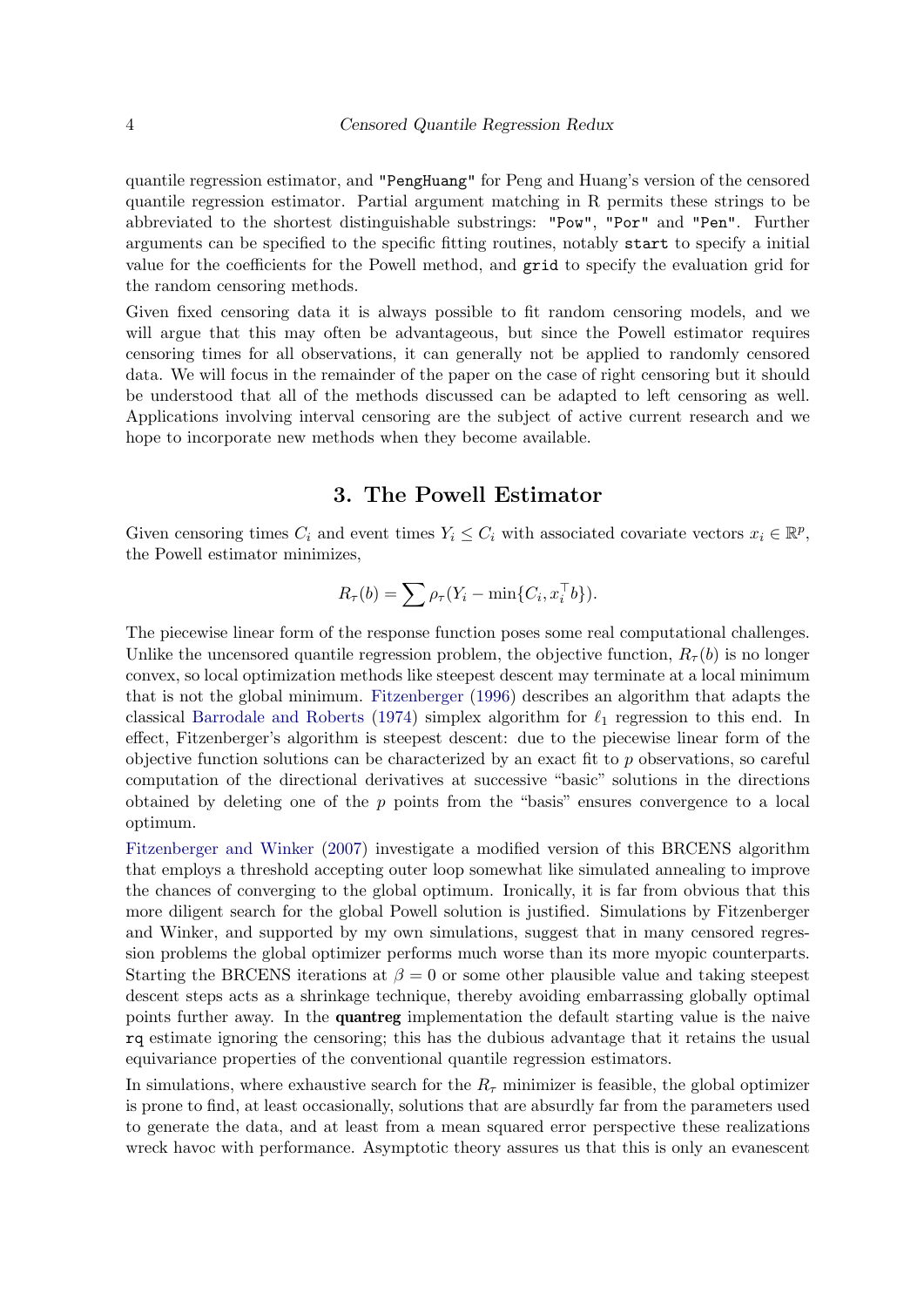quantile regression estimator, and "PengHuang" for Peng and Huang's version of the censored quantile regression estimator. Partial argument matching in R permits these strings to be abbreviated to the shortest distinguishable substrings: "Pow", "Por" and "Pen". Further arguments can be specified to the specific fitting routines, notably `start` to specify a initial value for the coefficients for the Powell method, and `grid` to specify the evaluation grid for the random censoring methods.

Given fixed censoring data it is always possible to fit random censoring models, and we will argue that this may often be advantageous, but since the Powell estimator requires censoring times for all observations, it can generally not be applied to randomly censored data. We will focus in the remainder of the paper on the case of right censoring but it should be understood that all of the methods discussed can be adapted to left censoring as well. Applications involving interval censoring are the subject of active current research and we hope to incorporate new methods when they become available.

## 3. The Powell Estimator

Given censoring times $C_i$ and event times $Y_i \leq C_i$ with associated covariate vectors $x_i \in \mathbb{R}^p$, the Powell estimator minimizes,

$$R_\tau(b) = \sum \rho_\tau(Y_i - \min\{C_i, x_i^\top b\}).$$

The piecewise linear form of the response function poses some real computational challenges. Unlike the uncensored quantile regression problem, the objective function, $R_\tau(b)$ is no longer convex, so local optimization methods like steepest descent may terminate at a local minimum that is not the global minimum. Fitzenberger (1996) describes an algorithm that adapts the classical Barrodale and Roberts (1974) simplex algorithm for $\ell_1$ regression to this end. In effect, Fitzenberger's algorithm is steepest descent: due to the piecewise linear form of the objective function solutions can be characterized by an exact fit to $p$ observations, so careful computation of the directional derivatives at successive "basic" solutions in the directions obtained by deleting one of the $p$ points from the "basis" ensures convergence to a local optimum.

Fitzenberger and Winker (2007) investigate a modified version of this BRCENS algorithm that employs a threshold accepting outer loop somewhat like simulated annealing to improve the chances of converging to the global optimum. Ironically, it is far from obvious that this more diligent search for the global Powell solution is justified. Simulations by Fitzenberger and Winker, and supported by my own simulations, suggest that in many censored regression problems the global optimizer performs much worse than its more myopic counterparts. Starting the BRCENS iterations at $\beta = 0$ or some other plausible value and taking steepest descent steps acts as a shrinkage technique, thereby avoiding embarrassing globally optimal points further away. In the **quantreg** implementation the default starting value is the naive `rq` estimate ignoring the censoring; this has the dubious advantage that it retains the usual equivariance properties of the conventional quantile regression estimators.

In simulations, where exhaustive search for the $R_\tau$ minimizer is feasible, the global optimizer is prone to find, at least occasionally, solutions that are absurdly far from the parameters used to generate the data, and at least from a mean squared error perspective these realizations wreck havoc with performance. Asymptotic theory assures us that this is only an evanescent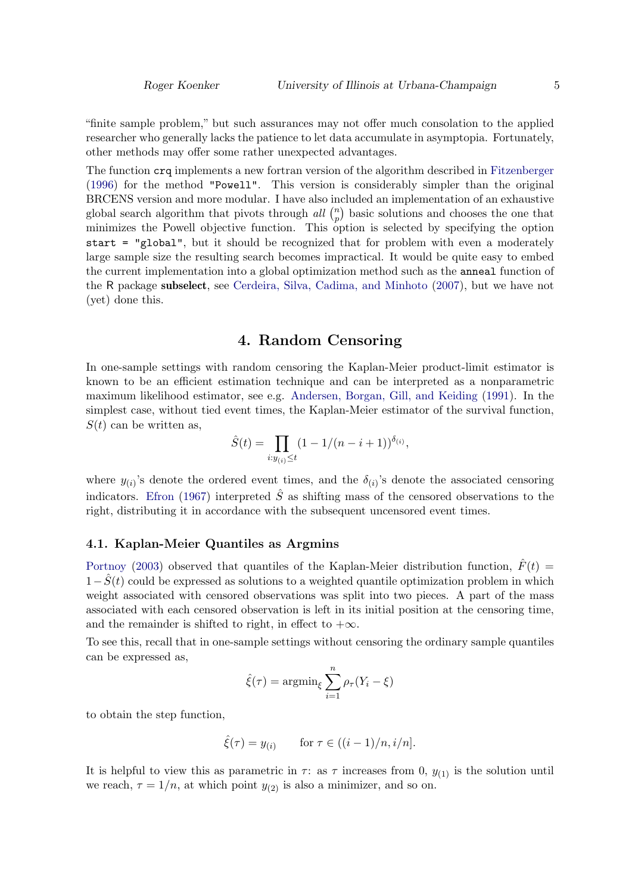"finite sample problem," but such assurances may not offer much consolation to the applied researcher who generally lacks the patience to let data accumulate in asymptopia. Fortunately, other methods may offer some rather unexpected advantages.

The function `crq` implements a new fortran version of the algorithm described in Fitzenberger (1996) for the method `"Powell"`. This version is considerably simpler than the original BRCENS version and more modular. I have also included an implementation of an exhaustive global search algorithm that pivots through *all* $\binom{n}{p}$ basic solutions and chooses the one that minimizes the Powell objective function. This option is selected by specifying the option `start = "global"`, but it should be recognized that for problem with even a moderately large sample size the resulting search becomes impractical. It would be quite easy to embed the current implementation into a global optimization method such as the `anneal` function of the R package **subselect**, see Cerdeira, Silva, Cadima, and Minhoto (2007), but we have not (yet) done this.

## 4. Random Censoring

In one-sample settings with random censoring the Kaplan-Meier product-limit estimator is known to be an efficient estimation technique and can be interpreted as a nonparametric maximum likelihood estimator, see e.g. Andersen, Borgan, Gill, and Keiding (1991). In the simplest case, without tied event times, the Kaplan-Meier estimator of the survival function, $S(t)$ can be written as,

$$\hat{S}(t) = \prod_{i: y_{(i)} \leq t} (1 - 1/(n - i + 1))^{\delta_{(i)}},$$

where $y_{(i)}$'s denote the ordered event times, and the $\delta_{(i)}$'s denote the associated censoring indicators. Efron (1967) interpreted $\hat{S}$ as shifting mass of the censored observations to the right, distributing it in accordance with the subsequent uncensored event times.

### 4.1. Kaplan-Meier Quantiles as Argmins

Portnoy (2003) observed that quantiles of the Kaplan-Meier distribution function, $\hat{F}(t) = 1 - \hat{S}(t)$ could be expressed as solutions to a weighted quantile optimization problem in which weight associated with censored observations was split into two pieces. A part of the mass associated with each censored observation is left in its initial position at the censoring time, and the remainder is shifted to right, in effect to $+\infty$.

To see this, recall that in one-sample settings without censoring the ordinary sample quantiles can be expressed as,

$$\hat{\xi}(\tau) = \text{argmin}_{\xi} \sum_{i=1}^{n} \rho_\tau(Y_i - \xi)$$

to obtain the step function,

$$\hat{\xi}(\tau) = y_{(i)} \qquad \text{for } \tau \in ((i-1)/n, i/n].$$

It is helpful to view this as parametric in $\tau$: as $\tau$ increases from 0, $y_{(1)}$ is the solution until we reach, $\tau = 1/n$, at which point $y_{(2)}$ is also a minimizer, and so on.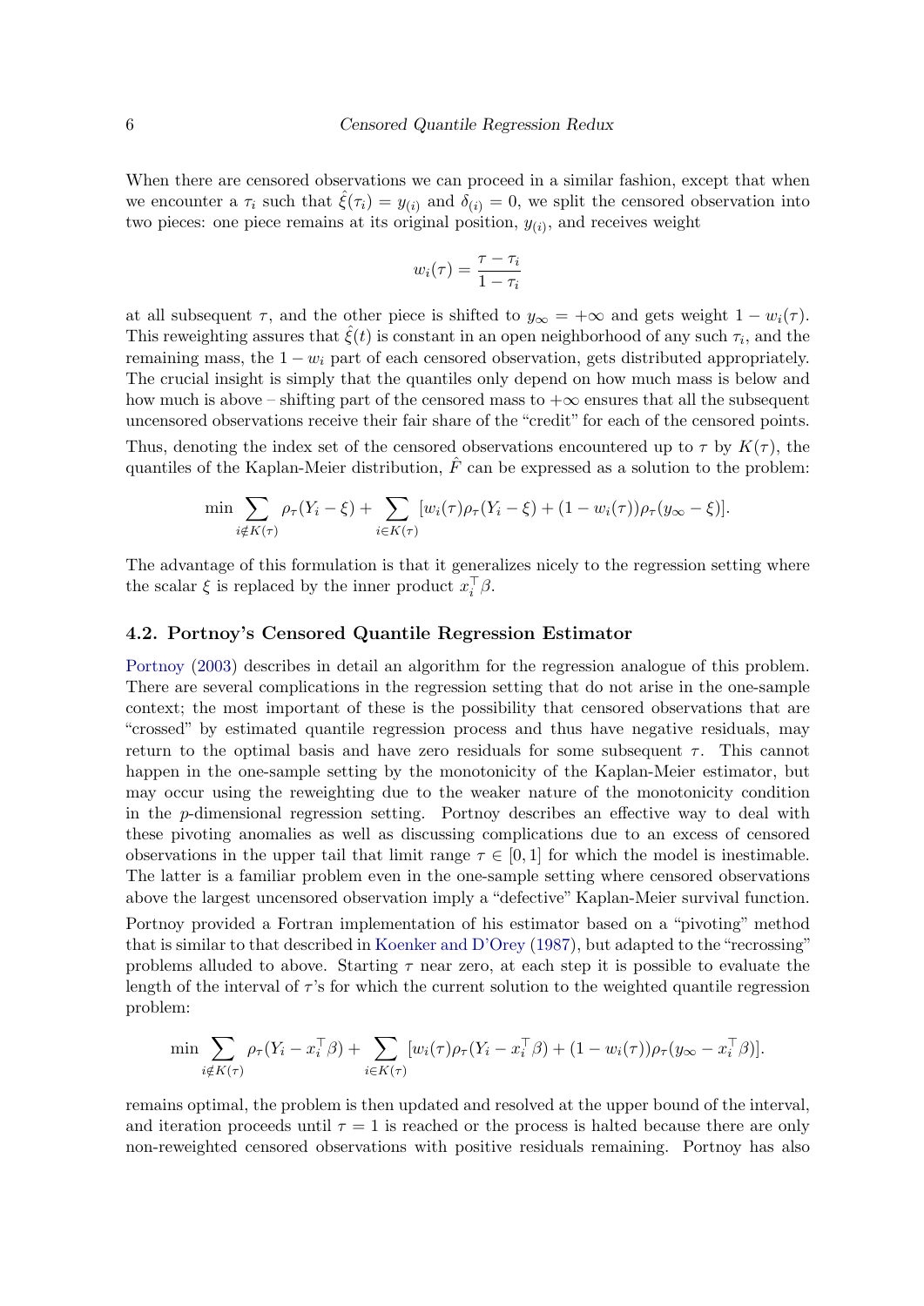When there are censored observations we can proceed in a similar fashion, except that when we encounter a $\tau_i$ such that $\hat{\xi}(\tau_i) = y_{(i)}$ and $\delta_{(i)} = 0$, we split the censored observation into two pieces: one piece remains at its original position, $y_{(i)}$, and receives weight

$$w_i(\tau) = \frac{\tau - \tau_i}{1 - \tau_i}$$

at all subsequent $\tau$, and the other piece is shifted to $y_\infty = +\infty$ and gets weight $1 - w_i(\tau)$. This reweighting assures that $\hat{\xi}(t)$ is constant in an open neighborhood of any such $\tau_i$, and the remaining mass, the $1 - w_i$ part of each censored observation, gets distributed appropriately. The crucial insight is simply that the quantiles only depend on how much mass is below and how much is above – shifting part of the censored mass to $+\infty$ ensures that all the subsequent uncensored observations receive their fair share of the "credit" for each of the censored points. Thus, denoting the index set of the censored observations encountered up to $\tau$ by $K(\tau)$, the quantiles of the Kaplan-Meier distribution, $\hat{F}$ can be expressed as a solution to the problem:

$$\min \sum_{i \notin K(\tau)} \rho_\tau(Y_i - \xi) + \sum_{i \in K(\tau)} [w_i(\tau)\rho_\tau(Y_i - \xi) + (1 - w_i(\tau))\rho_\tau(y_\infty - \xi)].$$

The advantage of this formulation is that it generalizes nicely to the regression setting where the scalar $\xi$ is replaced by the inner product $x_i^\top \beta$.

### 4.2. Portnoy's Censored Quantile Regression Estimator

Portnoy (2003) describes in detail an algorithm for the regression analogue of this problem. There are several complications in the regression setting that do not arise in the one-sample context; the most important of these is the possibility that censored observations that are "crossed" by estimated quantile regression process and thus have negative residuals, may return to the optimal basis and have zero residuals for some subsequent $\tau$. This cannot happen in the one-sample setting by the monotonicity of the Kaplan-Meier estimator, but may occur using the reweighting due to the weaker nature of the monotonicity condition in the $p$-dimensional regression setting. Portnoy describes an effective way to deal with these pivoting anomalies as well as discussing complications due to an excess of censored observations in the upper tail that limit range $\tau \in [0, 1]$ for which the model is inestimable. The latter is a familiar problem even in the one-sample setting where censored observations above the largest uncensored observation imply a "defective" Kaplan-Meier survival function.

Portnoy provided a Fortran implementation of his estimator based on a "pivoting" method that is similar to that described in Koenker and D'Orey (1987), but adapted to the "recrossing" problems alluded to above. Starting $\tau$ near zero, at each step it is possible to evaluate the length of the interval of $\tau$'s for which the current solution to the weighted quantile regression problem:

$$\min \sum_{i \notin K(\tau)} \rho_\tau(Y_i - x_i^\top \beta) + \sum_{i \in K(\tau)} [w_i(\tau)\rho_\tau(Y_i - x_i^\top \beta) + (1 - w_i(\tau))\rho_\tau(y_\infty - x_i^\top \beta)].$$

remains optimal, the problem is then updated and resolved at the upper bound of the interval, and iteration proceeds until $\tau = 1$ is reached or the process is halted because there are only non-reweighted censored observations with positive residuals remaining. Portnoy has also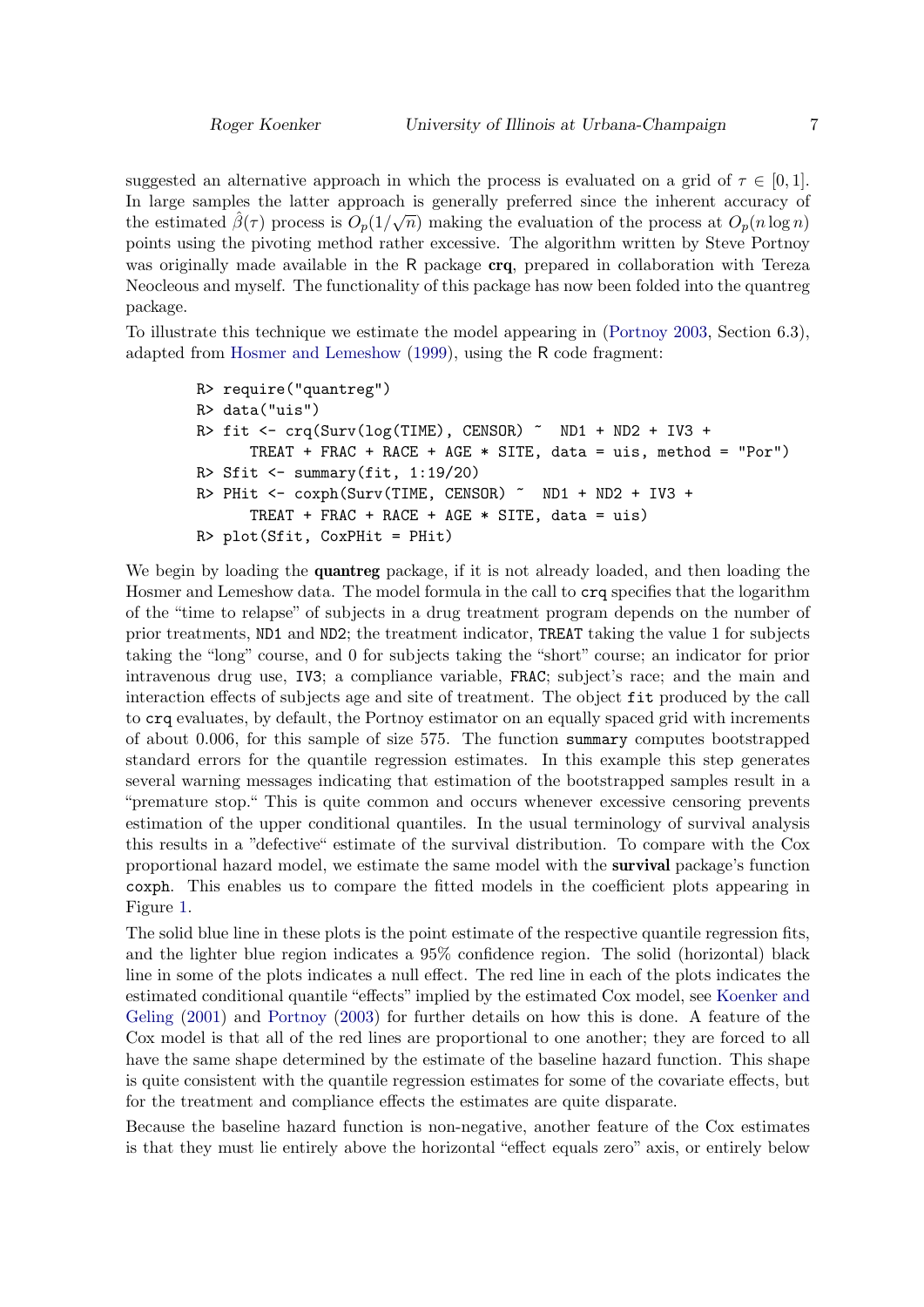suggested an alternative approach in which the process is evaluated on a grid of $\tau \in [0, 1]$. In large samples the latter approach is generally preferred since the inherent accuracy of the estimated $\hat{\beta}(\tau)$ process is $O_p(1/\sqrt{n})$ making the evaluation of the process at $O_p(n \log n)$ points using the pivoting method rather excessive. The algorithm written by Steve Portnoy was originally made available in the R package **crq**, prepared in collaboration with Tereza Neocleous and myself. The functionality of this package has now been folded into the quantreg package.

To illustrate this technique we estimate the model appearing in (Portnoy 2003, Section 6.3), adapted from Hosmer and Lemeshow (1999), using the R code fragment:

```
R> require("quantreg")
R> data("uis")
R> fit <- crq(Surv(log(TIME), CENSOR) ~  ND1 + ND2 + IV3 +
     TREAT + FRAC + RACE + AGE * SITE, data = uis, method = "Por")
R> Sfit <- summary(fit, 1:19/20)
R> PHit <- coxph(Surv(TIME, CENSOR) ~  ND1 + ND2 + IV3 +
     TREAT + FRAC + RACE + AGE * SITE, data = uis)
R> plot(Sfit, CoxPHit = PHit)
```

We begin by loading the **quantreg** package, if it is not already loaded, and then loading the Hosmer and Lemeshow data. The model formula in the call to `crq` specifies that the logarithm of the "time to relapse" of subjects in a drug treatment program depends on the number of prior treatments, `ND1` and `ND2`; the treatment indicator, `TREAT` taking the value 1 for subjects taking the "long" course, and 0 for subjects taking the "short" course; an indicator for prior intravenous drug use, `IV3`; a compliance variable, `FRAC`; subject's race; and the main and interaction effects of subjects age and site of treatment. The object `fit` produced by the call to `crq` evaluates, by default, the Portnoy estimator on an equally spaced grid with increments of about 0.006, for this sample of size 575. The function `summary` computes bootstrapped standard errors for the quantile regression estimates. In this example this step generates several warning messages indicating that estimation of the bootstrapped samples result in a "premature stop." This is quite common and occurs whenever excessive censoring prevents estimation of the upper conditional quantiles. In the usual terminology of survival analysis this results in a "defective" estimate of the survival distribution. To compare with the Cox proportional hazard model, we estimate the same model with the **survival** package's function `coxph`. This enables us to compare the fitted models in the coefficient plots appearing in Figure 1.

The solid blue line in these plots is the point estimate of the respective quantile regression fits, and the lighter blue region indicates a 95% confidence region. The solid (horizontal) black line in some of the plots indicates a null effect. The red line in each of the plots indicates the estimated conditional quantile "effects" implied by the estimated Cox model, see Koenker and Geling (2001) and Portnoy (2003) for further details on how this is done. A feature of the Cox model is that all of the red lines are proportional to one another; they are forced to all have the same shape determined by the estimate of the baseline hazard function. This shape is quite consistent with the quantile regression estimates for some of the covariate effects, but for the treatment and compliance effects the estimates are quite disparate.

Because the baseline hazard function is non-negative, another feature of the Cox estimates is that they must lie entirely above the horizontal "effect equals zero" axis, or entirely below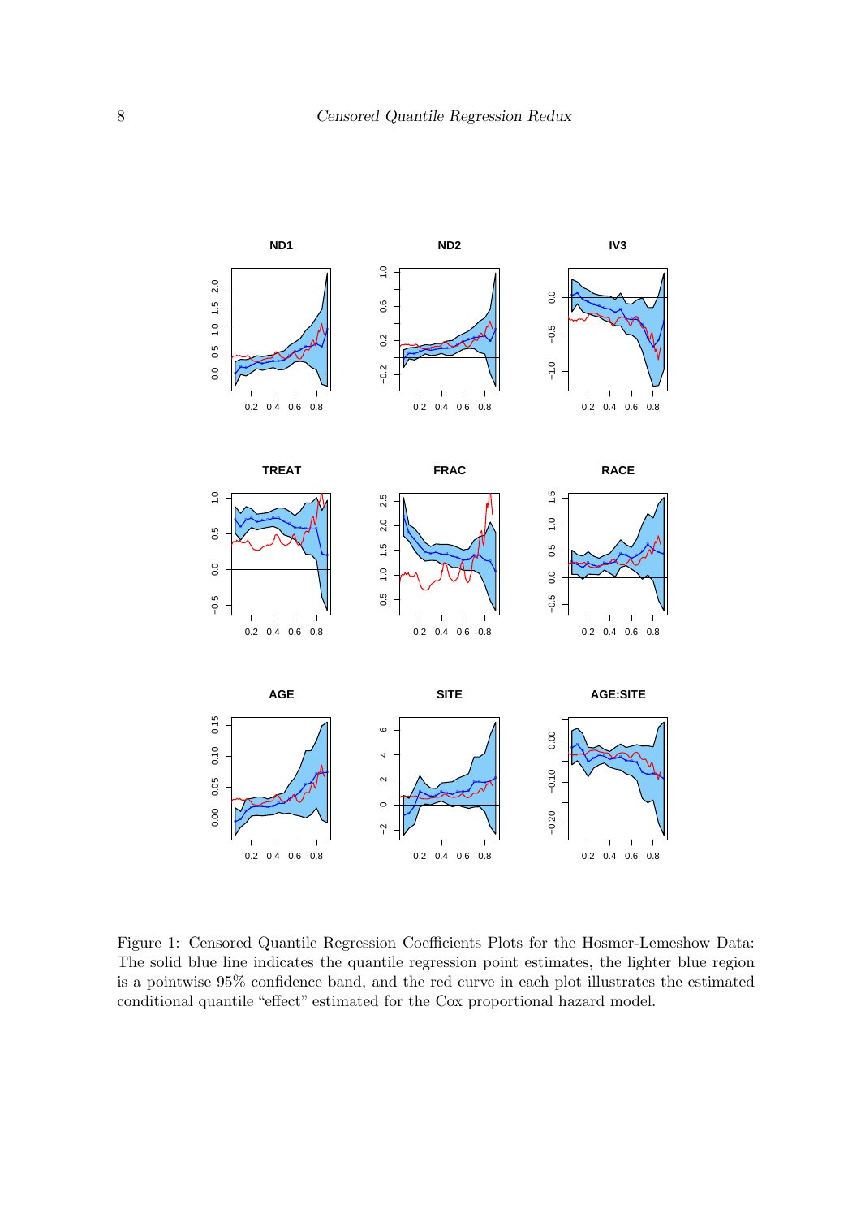Figure 1: Censored Quantile Regression Coefficients Plots for the Hosmer-Lemeshow Data: The solid blue line indicates the quantile regression point estimates, the lighter blue region is a pointwise 95% confidence band, and the red curve in each plot illustrates the estimated conditional quantile "effect" estimated for the Cox proportional hazard model.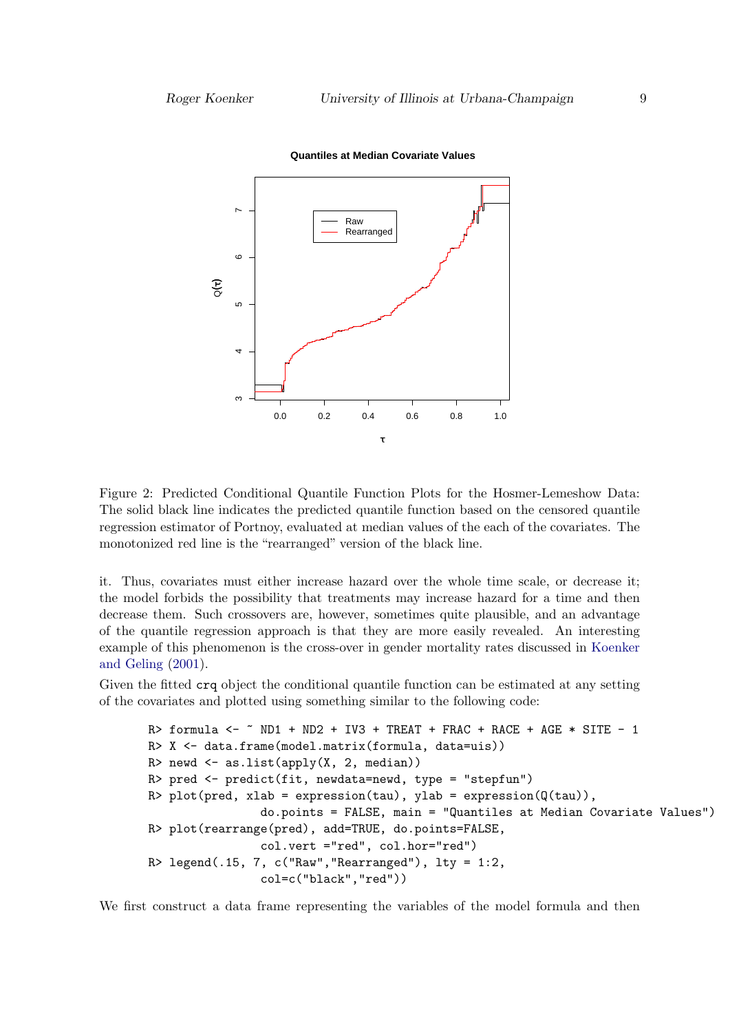Figure 2: Predicted Conditional Quantile Function Plots for the Hosmer-Lemeshow Data: The solid black line indicates the predicted quantile function based on the censored quantile regression estimator of Portnoy, evaluated at median values of the each of the covariates. The monotonized red line is the "rearranged" version of the black line.

it. Thus, covariates must either increase hazard over the whole time scale, or decrease it; the model forbids the possibility that treatments may increase hazard for a time and then decrease them. Such crossovers are, however, sometimes quite plausible, and an advantage of the quantile regression approach is that they are more easily revealed. An interesting example of this phenomenon is the cross-over in gender mortality rates discussed in Koenker and Geling (2001).

Given the fitted `crq` object the conditional quantile function can be estimated at any setting of the covariates and plotted using something similar to the following code:

```
R> formula <- ~ ND1 + ND2 + IV3 + TREAT + FRAC + RACE + AGE * SITE - 1
R> X <- data.frame(model.matrix(formula, data=uis))
R> newd <- as.list(apply(X, 2, median))
R> pred <- predict(fit, newdata=newd, type = "stepfun")
R> plot(pred, xlab = expression(tau), ylab = expression(Q(tau)),
                do.points = FALSE, main = "Quantiles at Median Covariate Values")
R> plot(rearrange(pred), add=TRUE, do.points=FALSE,
                col.vert ="red", col.hor="red")
R> legend(.15, 7, c("Raw","Rearranged"), lty = 1:2,
                col=c("black","red"))
```

We first construct a data frame representing the variables of the model formula and then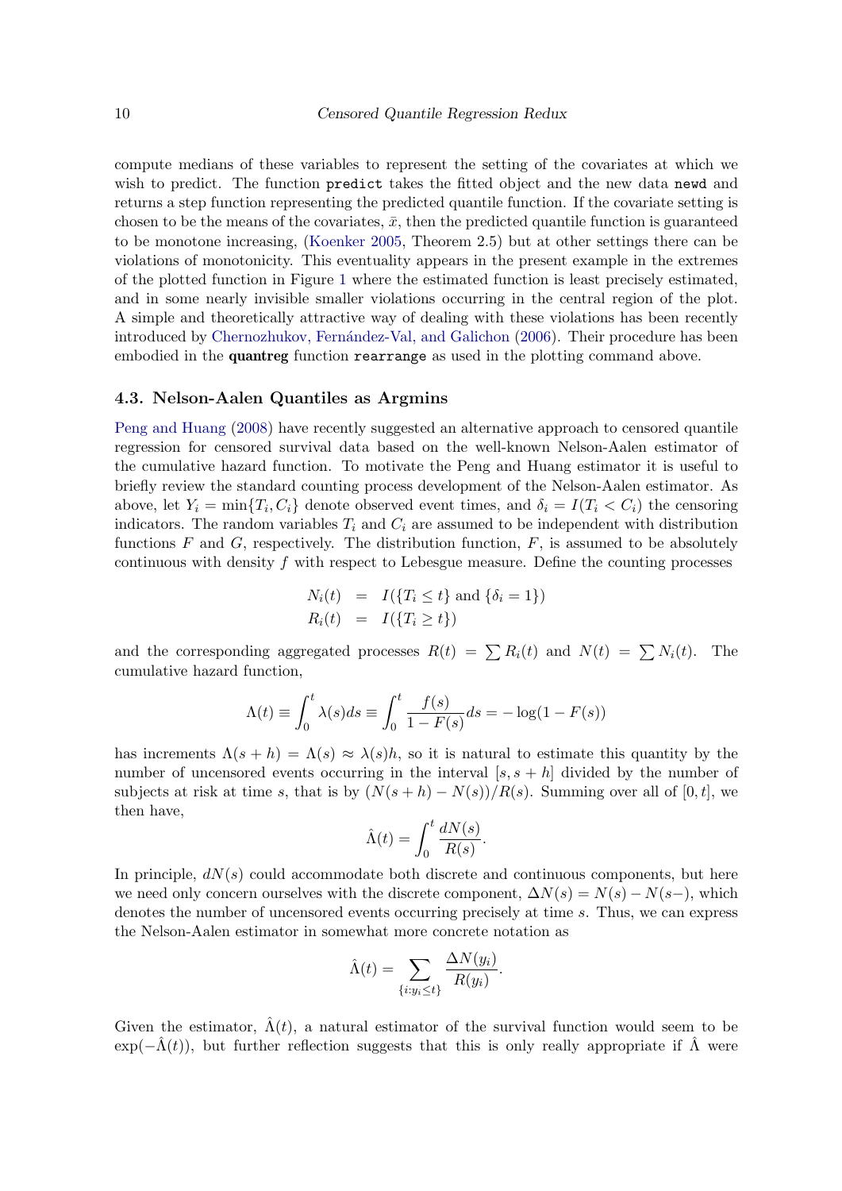compute medians of these variables to represent the setting of the covariates at which we wish to predict. The function `predict` takes the fitted object and the new data `newd` and returns a step function representing the predicted quantile function. If the covariate setting is chosen to be the means of the covariates, $\bar{x}$, then the predicted quantile function is guaranteed to be monotone increasing, (Koenker 2005, Theorem 2.5) but at other settings there can be violations of monotonicity. This eventuality appears in the present example in the extremes of the plotted function in Figure 1 where the estimated function is least precisely estimated, and in some nearly invisible smaller violations occurring in the central region of the plot. A simple and theoretically attractive way of dealing with these violations has been recently introduced by Chernozhukov, Fernández-Val, and Galichon (2006). Their procedure has been embodied in the **quantreg** function `rearrange` as used in the plotting command above.

### 4.3. Nelson-Aalen Quantiles as Argmins

Peng and Huang (2008) have recently suggested an alternative approach to censored quantile regression for censored survival data based on the well-known Nelson-Aalen estimator of the cumulative hazard function. To motivate the Peng and Huang estimator it is useful to briefly review the standard counting process development of the Nelson-Aalen estimator. As above, let $Y_i = \min\{T_i, C_i\}$ denote observed event times, and $\delta_i = I(T_i < C_i)$ the censoring indicators. The random variables $T_i$ and $C_i$ are assumed to be independent with distribution functions $F$ and $G$, respectively. The distribution function, $F$, is assumed to be absolutely continuous with density $f$ with respect to Lebesgue measure. Define the counting processes

$$
\begin{aligned}
N_i(t) &= I(\{T_i \le t\} \text{ and } \{\delta_i = 1\}) \\
R_i(t) &= I(\{T_i \ge t\})
\end{aligned}
$$

and the corresponding aggregated processes $R(t) = \sum R_i(t)$ and $N(t) = \sum N_i(t)$. The cumulative hazard function,

$$
\Lambda(t) \equiv \int_0^t \lambda(s) ds \equiv \int_0^t \frac{f(s)}{1 - F(s)} ds = -\log(1 - F(s))
$$

has increments $\Lambda(s + h) = \Lambda(s) \approx \lambda(s)h$, so it is natural to estimate this quantity by the number of uncensored events occurring in the interval $[s, s + h]$ divided by the number of subjects at risk at time $s$, that is by $(N(s + h) - N(s))/R(s)$. Summing over all of $[0, t]$, we then have,

$$
\hat{\Lambda}(t) = \int_0^t \frac{dN(s)}{R(s)}.
$$

In principle, $dN(s)$ could accommodate both discrete and continuous components, but here we need only concern ourselves with the discrete component, $\Delta N(s) = N(s) - N(s-)$, which denotes the number of uncensored events occurring precisely at time $s$. Thus, we can express the Nelson-Aalen estimator in somewhat more concrete notation as

$$
\hat{\Lambda}(t) = \sum_{\{i: y_i \le t\}} \frac{\Delta N(y_i)}{R(y_i)}.
$$

Given the estimator, $\hat{\Lambda}(t)$, a natural estimator of the survival function would seem to be $\exp(-\hat{\Lambda}(t))$, but further reflection suggests that this is only really appropriate if $\hat{\Lambda}$ were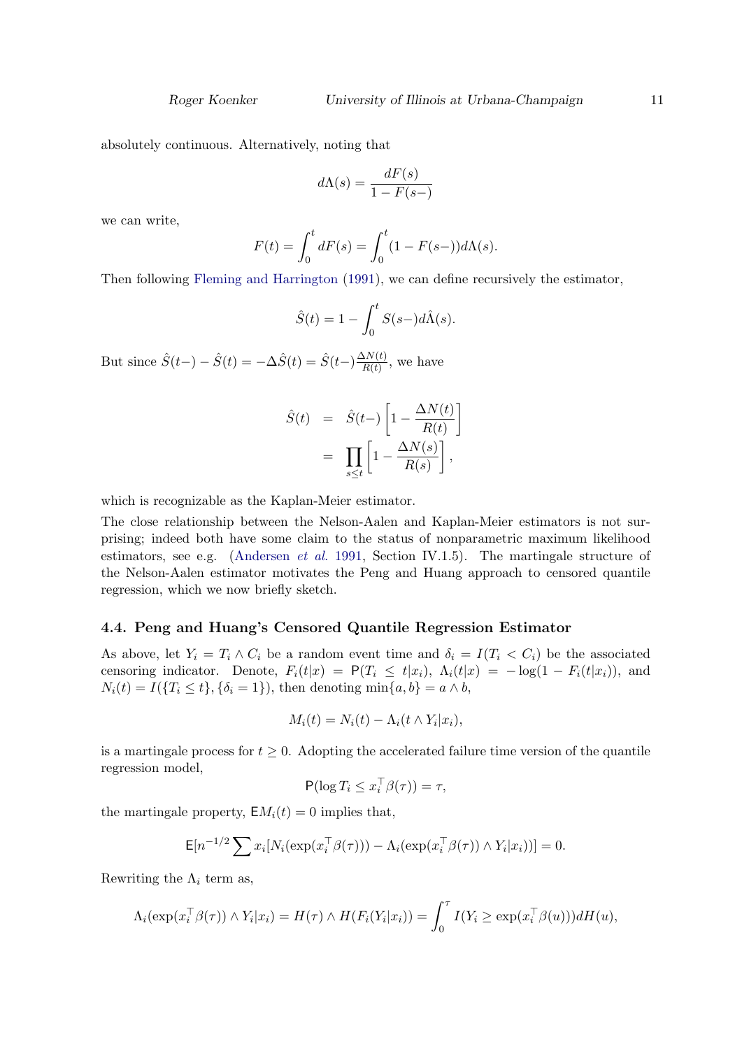absolutely continuous. Alternatively, noting that

$$d\Lambda(s) = \frac{dF(s)}{1 - F(s-)}$$

we can write,

$$F(t) = \int_0^t dF(s) = \int_0^t (1 - F(s-))d\Lambda(s).$$

Then following Fleming and Harrington (1991), we can define recursively the estimator,

$$\hat{S}(t) = 1 - \int_0^t S(s-)d\hat{\Lambda}(s).$$

But since $\hat{S}(t-) - \hat{S}(t) = -\Delta\hat{S}(t) = \hat{S}(t-)\frac{\Delta N(t)}{R(t)}$, we have

$$\begin{aligned} \hat{S}(t) &= \hat{S}(t-)\left[1 - \frac{\Delta N(t)}{R(t)}\right] \\ &= \prod_{s \le t}\left[1 - \frac{\Delta N(s)}{R(s)}\right], \end{aligned}$$

which is recognizable as the Kaplan-Meier estimator.

The close relationship between the Nelson-Aalen and Kaplan-Meier estimators is not surprising; indeed both have some claim to the status of nonparametric maximum likelihood estimators, see e.g. (Andersen *et al.* 1991, Section IV.1.5). The martingale structure of the Nelson-Aalen estimator motivates the Peng and Huang approach to censored quantile regression, which we now briefly sketch.

### 4.4. Peng and Huang's Censored Quantile Regression Estimator

As above, let $Y_i = T_i \wedge C_i$ be a random event time and $\delta_i = I(T_i < C_i)$ be the associated censoring indicator. Denote, $F_i(t|x) = \mathsf{P}(T_i \le t|x_i)$, $\Lambda_i(t|x) = -\log(1 - F_i(t|x_i))$, and $N_i(t) = I(\{T_i \le t\}, \{\delta_i = 1\})$, then denoting $\min\{a, b\} = a \wedge b$,

$$M_i(t) = N_i(t) - \Lambda_i(t \wedge Y_i|x_i),$$

is a martingale process for $t \ge 0$. Adopting the accelerated failure time version of the quantile regression model,

$$\mathsf{P}(\log T_i \le x_i^\top \beta(\tau)) = \tau,$$

the martingale property, $\mathsf{E}M_i(t) = 0$ implies that,

$$\mathsf{E}[n^{-1/2}\sum x_i[N_i(\exp(x_i^\top\beta(\tau))) - \Lambda_i(\exp(x_i^\top\beta(\tau)) \wedge Y_i|x_i))] = 0.$$

Rewriting the $\Lambda_i$ term as,

$$\Lambda_i(\exp(x_i^\top\beta(\tau)) \wedge Y_i|x_i) = H(\tau) \wedge H(F_i(Y_i|x_i)) = \int_0^\tau I(Y_i \ge \exp(x_i^\top\beta(u)))dH(u),$$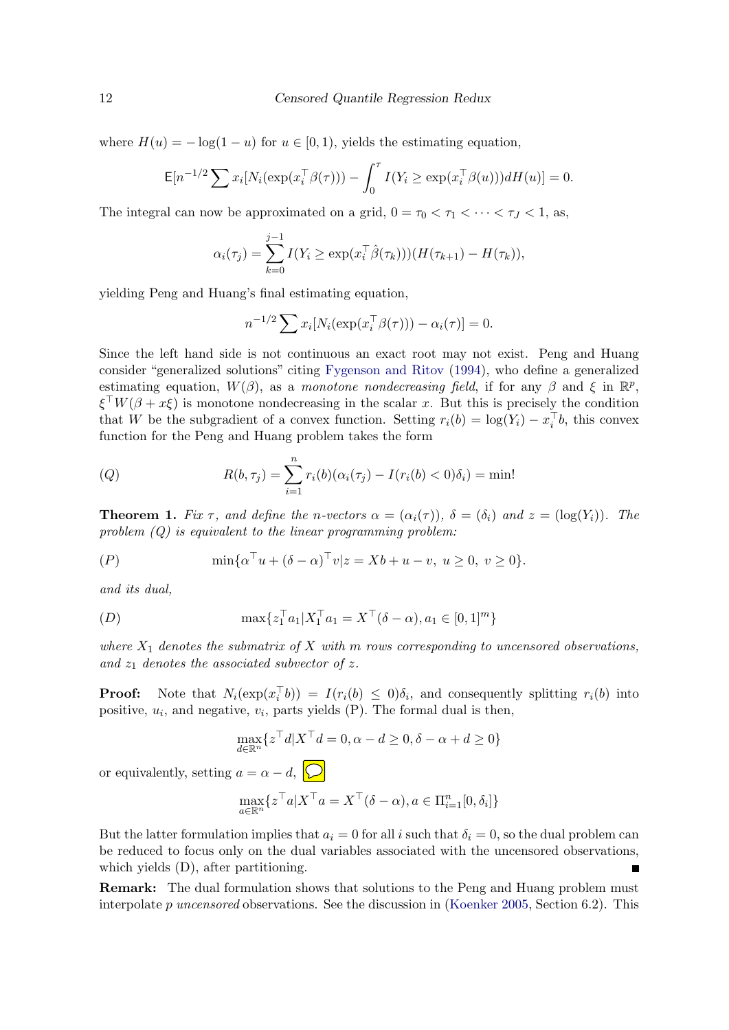where $H(u) = -\log(1-u)$ for $u \in [0, 1)$, yields the estimating equation,

$$\mathsf{E}[n^{-1/2} \sum x_i [N_i(\exp(x_i^\top \beta(\tau))) - \int_0^\tau I(Y_i \geq \exp(x_i^\top \beta(u))) dH(u)] = 0.$$

The integral can now be approximated on a grid, $0 = \tau_0 < \tau_1 < \cdots < \tau_J < 1$, as,

$$\alpha_i(\tau_j) = \sum_{k=0}^{j-1} I(Y_i \geq \exp(x_i^\top \hat{\beta}(\tau_k)))(H(\tau_{k+1}) - H(\tau_k)),$$

yielding Peng and Huang's final estimating equation,

$$n^{-1/2} \sum x_i [N_i(\exp(x_i^\top \beta(\tau))) - \alpha_i(\tau)] = 0.$$

Since the left hand side is not continuous an exact root may not exist. Peng and Huang consider "generalized solutions" citing Fygenson and Ritov (1994), who define a generalized estimating equation, $W(\beta)$, as a *monotone nondecreasing field*, if for any $\beta$ and $\xi$ in $\mathbb{R}^p$, $\xi^\top W(\beta + x\xi)$ is monotone nondecreasing in the scalar $x$. But this is precisely the condition that $W$ be the subgradient of a convex function. Setting $r_i(b) = \log(Y_i) - x_i^\top b$, this convex function for the Peng and Huang problem takes the form

$$(Q) \qquad R(b, \tau_j) = \sum_{i=1}^n r_i(b)(\alpha_i(\tau_j) - I(r_i(b) < 0)\delta_i) = \min!$$

**Theorem 1.** *Fix $\tau$, and define the n-vectors $\alpha = (\alpha_i(\tau))$, $\delta = (\delta_i)$ and $z = (\log(Y_i))$. The problem (Q) is equivalent to the linear programming problem:*

$$(P) \qquad \min\{\alpha^\top u + (\delta - \alpha)^\top v | z = Xb + u - v,\ u \geq 0,\ v \geq 0\}.$$

*and its dual,*

$$(D) \qquad \max\{z_1^\top a_1 | X_1^\top a_1 = X^\top(\delta - \alpha), a_1 \in [0, 1]^m\}$$

*where $X_1$ denotes the submatrix of $X$ with $m$ rows corresponding to uncensored observations, and $z_1$ denotes the associated subvector of $z$.*

**Proof:** Note that $N_i(\exp(x_i^\top b)) = I(r_i(b) \leq 0)\delta_i$, and consequently splitting $r_i(b)$ into positive, $u_i$, and negative, $v_i$, parts yields (P). The formal dual is then,

$$\max_{d \in \mathbb{R}^n}\{z^\top d | X^\top d = 0, \alpha - d \geq 0, \delta - \alpha + d \geq 0\}$$

or equivalently, setting $a = \alpha - d$,

$$\max_{a \in \mathbb{R}^n}\{z^\top a | X^\top a = X^\top(\delta - \alpha), a \in \Pi_{i=1}^n [0, \delta_i]\}$$

But the latter formulation implies that $a_i = 0$ for all $i$ such that $\delta_i = 0$, so the dual problem can be reduced to focus only on the dual variables associated with the uncensored observations, which yields (D), after partitioning. ∎

**Remark:** The dual formulation shows that solutions to the Peng and Huang problem must interpolate $p$ *uncensored* observations. See the discussion in (Koenker 2005, Section 6.2). This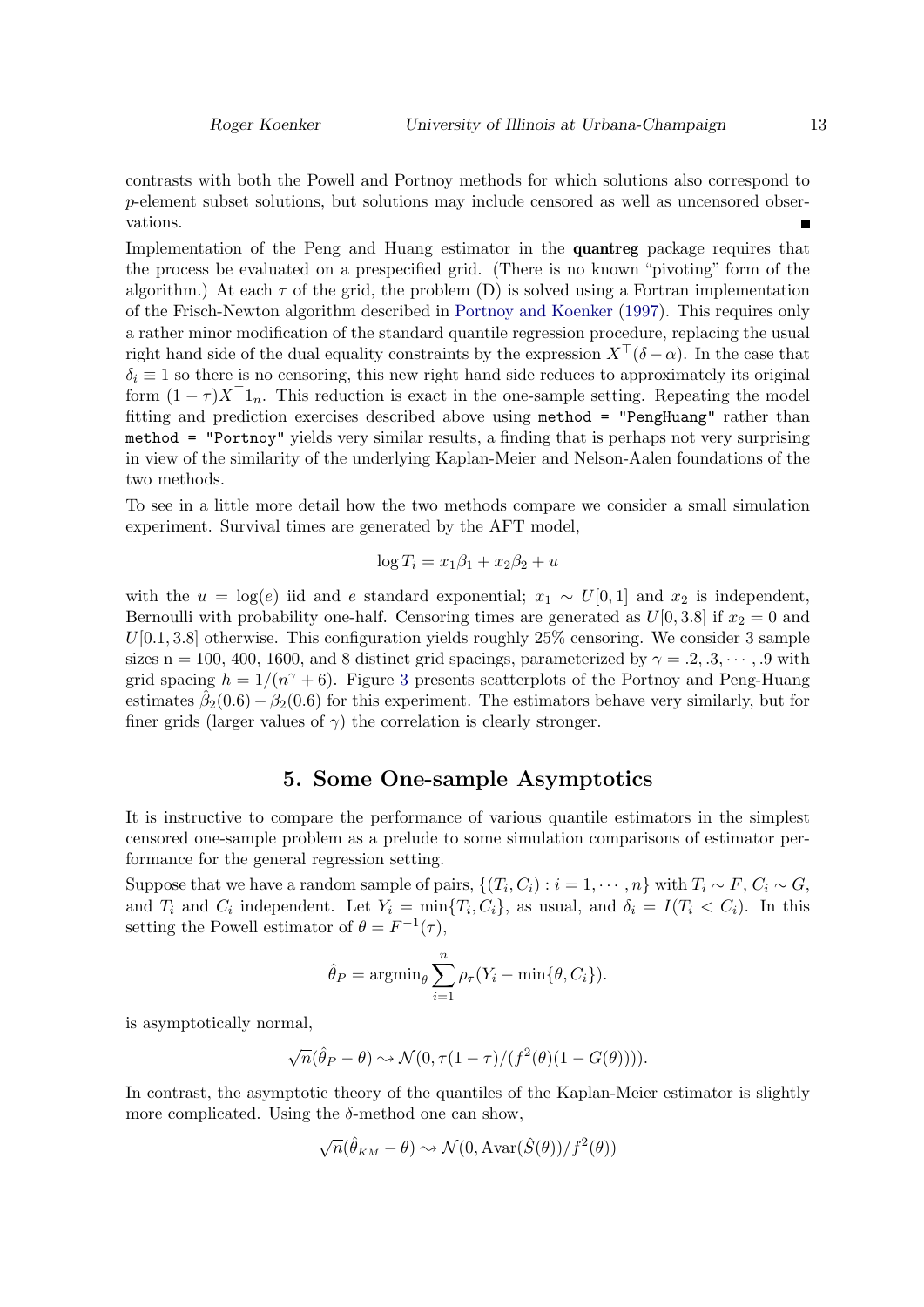contrasts with both the Powell and Portnoy methods for which solutions also correspond to $p$-element subset solutions, but solutions may include censored as well as uncensored observations. ■

Implementation of the Peng and Huang estimator in the **quantreg** package requires that the process be evaluated on a prespecified grid. (There is no known "pivoting" form of the algorithm.) At each $\tau$ of the grid, the problem (D) is solved using a Fortran implementation of the Frisch-Newton algorithm described in Portnoy and Koenker (1997). This requires only a rather minor modification of the standard quantile regression procedure, replacing the usual right hand side of the dual equality constraints by the expression $X^\top(\delta - \alpha)$. In the case that $\delta_i \equiv 1$ so there is no censoring, this new right hand side reduces to approximately its original form $(1-\tau)X^\top 1_n$. This reduction is exact in the one-sample setting. Repeating the model fitting and prediction exercises described above using `method = "PengHuang"` rather than `method = "Portnoy"` yields very similar results, a finding that is perhaps not very surprising in view of the similarity of the underlying Kaplan-Meier and Nelson-Aalen foundations of the two methods.

To see in a little more detail how the two methods compare we consider a small simulation experiment. Survival times are generated by the AFT model,

$$\log T_i = x_1\beta_1 + x_2\beta_2 + u$$

with the $u = \log(e)$ iid and $e$ standard exponential; $x_1 \sim U[0,1]$ and $x_2$ is independent, Bernoulli with probability one-half. Censoring times are generated as $U[0, 3.8]$ if $x_2 = 0$ and $U[0.1, 3.8]$ otherwise. This configuration yields roughly 25% censoring. We consider 3 sample sizes n = 100, 400, 1600, and 8 distinct grid spacings, parameterized by $\gamma = .2, .3, \cdots, .9$ with grid spacing $h = 1/(n^\gamma + 6)$. Figure 3 presents scatterplots of the Portnoy and Peng-Huang estimates $\hat\beta_2(0.6) - \beta_2(0.6)$ for this experiment. The estimators behave very similarly, but for finer grids (larger values of $\gamma$) the correlation is clearly stronger.

## 5. Some One-sample Asymptotics

It is instructive to compare the performance of various quantile estimators in the simplest censored one-sample problem as a prelude to some simulation comparisons of estimator performance for the general regression setting.

Suppose that we have a random sample of pairs, $\{(T_i, C_i) : i = 1, \cdots, n\}$ with $T_i \sim F$, $C_i \sim G$, and $T_i$ and $C_i$ independent. Let $Y_i = \min\{T_i, C_i\}$, as usual, and $\delta_i = I(T_i < C_i)$. In this setting the Powell estimator of $\theta = F^{-1}(\tau)$,

$$\hat\theta_P = \operatorname{argmin}_\theta \sum_{i=1}^n \rho_\tau(Y_i - \min\{\theta, C_i\}).$$

is asymptotically normal,

$$\sqrt{n}(\hat\theta_P - \theta) \rightsquigarrow \mathcal{N}(0, \tau(1-\tau)/(f^2(\theta)(1 - G(\theta)))).$$

In contrast, the asymptotic theory of the quantiles of the Kaplan-Meier estimator is slightly more complicated. Using the $\delta$-method one can show,

$$\sqrt{n}(\hat\theta_{KM} - \theta) \rightsquigarrow \mathcal{N}(0, \mathrm{Avar}(\hat S(\theta))/f^2(\theta))$$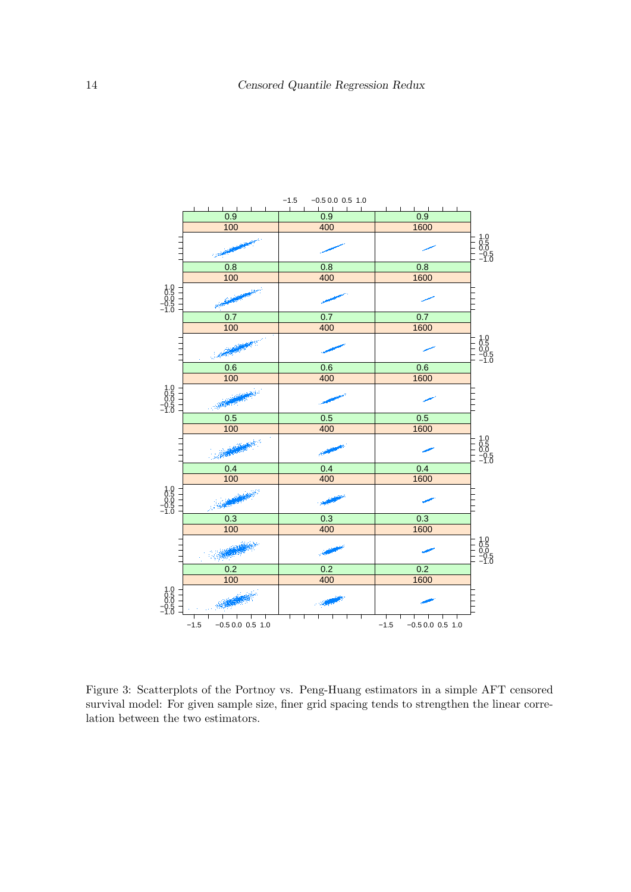Figure 3: Scatterplots of the Portnoy vs. Peng-Huang estimators in a simple AFT censored survival model: For given sample size, finer grid spacing tends to strengthen the linear correlation between the two estimators.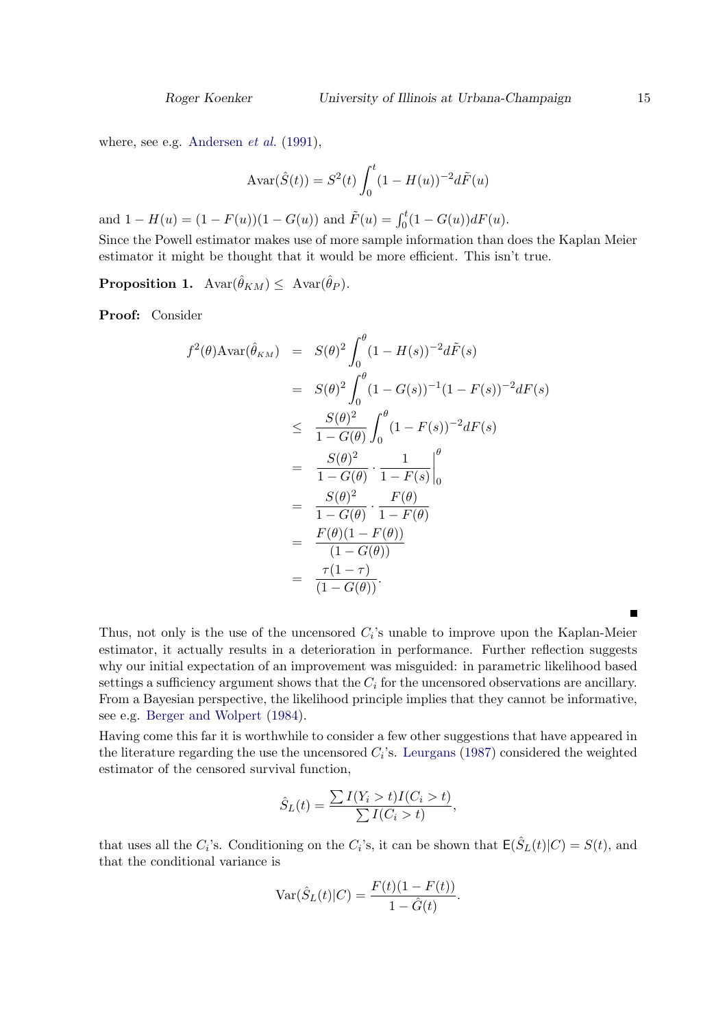where, see e.g. Andersen *et al.* (1991),

$$\text{Avar}(\hat{S}(t)) = S^2(t) \int_0^t (1 - H(u))^{-2} d\tilde{F}(u)$$

and $1 - H(u) = (1 - F(u))(1 - G(u))$ and $\tilde{F}(u) = \int_0^t (1 - G(u)) dF(u)$.

Since the Powell estimator makes use of more sample information than does the Kaplan Meier estimator it might be thought that it would be more efficient. This isn't true.

**Proposition 1.** $\text{Avar}(\hat{\theta}_{KM}) \leq \text{Avar}(\hat{\theta}_P)$.

**Proof:** Consider

$$\begin{aligned}
f^2(\theta)\text{Avar}(\hat{\theta}_{KM}) &= S(\theta)^2 \int_0^\theta (1 - H(s))^{-2} d\tilde{F}(s) \\
&= S(\theta)^2 \int_0^\theta (1 - G(s))^{-1}(1 - F(s))^{-2} dF(s) \\
&\leq \frac{S(\theta)^2}{1 - G(\theta)} \int_0^\theta (1 - F(s))^{-2} dF(s) \\
&= \frac{S(\theta)^2}{1 - G(\theta)} \cdot \frac{1}{1 - F(s)}\bigg|_0^\theta \\
&= \frac{S(\theta)^2}{1 - G(\theta)} \cdot \frac{F(\theta)}{1 - F(\theta)} \\
&= \frac{F(\theta)(1 - F(\theta))}{(1 - G(\theta))} \\
&= \frac{\tau(1 - \tau)}{(1 - G(\theta))}.
\end{aligned}$$

■

Thus, not only is the use of the uncensored $C_i$'s unable to improve upon the Kaplan-Meier estimator, it actually results in a deterioration in performance. Further reflection suggests why our initial expectation of an improvement was misguided: in parametric likelihood based settings a sufficiency argument shows that the $C_i$ for the uncensored observations are ancillary. From a Bayesian perspective, the likelihood principle implies that they cannot be informative, see e.g. Berger and Wolpert (1984).

Having come this far it is worthwhile to consider a few other suggestions that have appeared in the literature regarding the use the uncensored $C_i$'s. Leurgans (1987) considered the weighted estimator of the censored survival function,

$$\hat{S}_L(t) = \frac{\sum I(Y_i > t) I(C_i > t)}{\sum I(C_i > t)},$$

that uses all the $C_i$'s. Conditioning on the $C_i$'s, it can be shown that $\mathsf{E}(\hat{S}_L(t)|C) = S(t)$, and that the conditional variance is

$$\text{Var}(\hat{S}_L(t)|C) = \frac{F(t)(1 - F(t))}{1 - \hat{G}(t)}.$$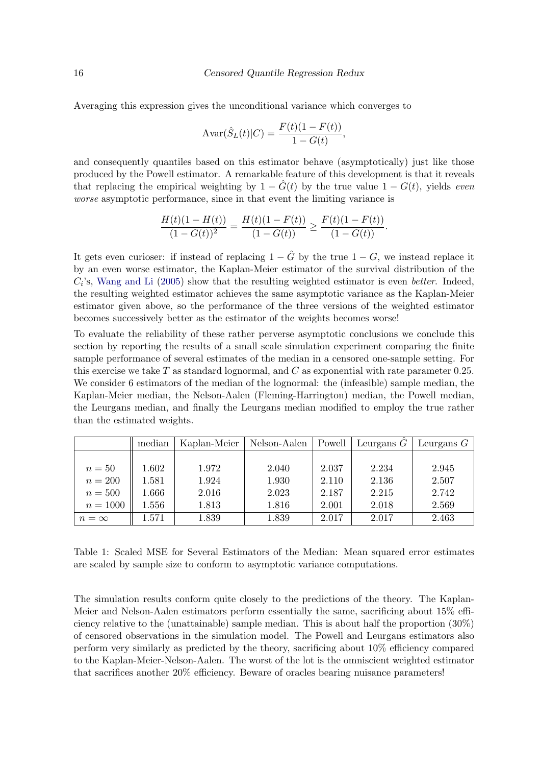Averaging this expression gives the unconditional variance which converges to

$$\text{Avar}(\hat{S}_L(t)|C) = \frac{F(t)(1-F(t))}{1-G(t)},$$

and consequently quantiles based on this estimator behave (asymptotically) just like those produced by the Powell estimator. A remarkable feature of this development is that it reveals that replacing the empirical weighting by $1-\hat{G}(t)$ by the true value $1-G(t)$, yields *even worse* asymptotic performance, since in that event the limiting variance is

$$\frac{H(t)(1-H(t))}{(1-G(t))^2} = \frac{H(t)(1-F(t))}{(1-G(t))} \geq \frac{F(t)(1-F(t))}{(1-G(t))}.$$

It gets even curioser: if instead of replacing $1-\hat{G}$ by the true $1-G$, we instead replace it by an even worse estimator, the Kaplan-Meier estimator of the survival distribution of the $C_i$'s, Wang and Li (2005) show that the resulting weighted estimator is even *better*. Indeed, the resulting weighted estimator achieves the same asymptotic variance as the Kaplan-Meier estimator given above, so the performance of the three versions of the weighted estimator becomes successively better as the estimator of the weights becomes worse!

To evaluate the reliability of these rather perverse asymptotic conclusions we conclude this section by reporting the results of a small scale simulation experiment comparing the finite sample performance of several estimates of the median in a censored one-sample setting. For this exercise we take $T$ as standard lognormal, and $C$ as exponential with rate parameter 0.25. We consider 6 estimators of the median of the lognormal: the (infeasible) sample median, the Kaplan-Meier median, the Nelson-Aalen (Fleming-Harrington) median, the Powell median, the Leurgans median, and finally the Leurgans median modified to employ the true rather than the estimated weights.

| | median | Kaplan-Meier | Nelson-Aalen | Powell | Leurgans $\hat{G}$ | Leurgans $G$ |
|---|---|---|---|---|---|---|
| $n = 50$ | 1.602 | 1.972 | 2.040 | 2.037 | 2.234 | 2.945 |
| $n = 200$ | 1.581 | 1.924 | 1.930 | 2.110 | 2.136 | 2.507 |
| $n = 500$ | 1.666 | 2.016 | 2.023 | 2.187 | 2.215 | 2.742 |
| $n = 1000$ | 1.556 | 1.813 | 1.816 | 2.001 | 2.018 | 2.569 |
| $n = \infty$ | 1.571 | 1.839 | 1.839 | 2.017 | 2.017 | 2.463 |

Table 1: Scaled MSE for Several Estimators of the Median: Mean squared error estimates are scaled by sample size to conform to asymptotic variance computations.

The simulation results conform quite closely to the predictions of the theory. The Kaplan-Meier and Nelson-Aalen estimators perform essentially the same, sacrificing about 15% efficiency relative to the (unattainable) sample median. This is about half the proportion (30%) of censored observations in the simulation model. The Powell and Leurgans estimators also perform very similarly as predicted by the theory, sacrificing about 10% efficiency compared to the Kaplan-Meier-Nelson-Aalen. The worst of the lot is the omniscient weighted estimator that sacrifices another 20% efficiency. Beware of oracles bearing nuisance parameters!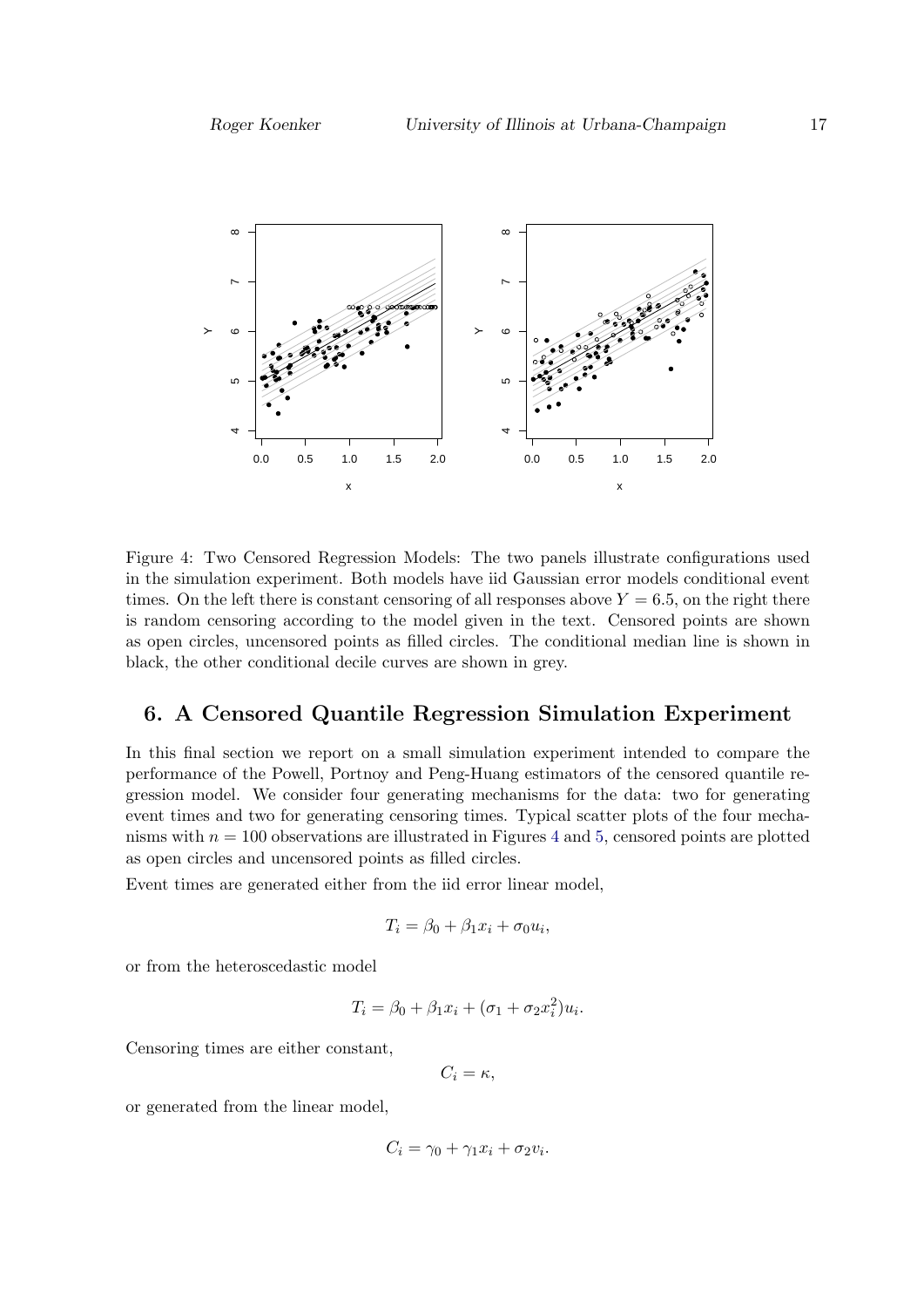Figure 4: Two Censored Regression Models: The two panels illustrate configurations used in the simulation experiment. Both models have iid Gaussian error models conditional event times. On the left there is constant censoring of all responses above $Y = 6.5$, on the right there is random censoring according to the model given in the text. Censored points are shown as open circles, uncensored points as filled circles. The conditional median line is shown in black, the other conditional decile curves are shown in grey.

## 6. A Censored Quantile Regression Simulation Experiment

In this final section we report on a small simulation experiment intended to compare the performance of the Powell, Portnoy and Peng-Huang estimators of the censored quantile regression model. We consider four generating mechanisms for the data: two for generating event times and two for generating censoring times. Typical scatter plots of the four mechanisms with $n = 100$ observations are illustrated in Figures 4 and 5, censored points are plotted as open circles and uncensored points as filled circles.

Event times are generated either from the iid error linear model,

$$T_i = \beta_0 + \beta_1 x_i + \sigma_0 u_i,$$

or from the heteroscedastic model

$$T_i = \beta_0 + \beta_1 x_i + (\sigma_1 + \sigma_2 x_i^2) u_i.$$

Censoring times are either constant,

$$C_i = \kappa,$$

or generated from the linear model,

$$C_i = \gamma_0 + \gamma_1 x_i + \sigma_2 v_i.$$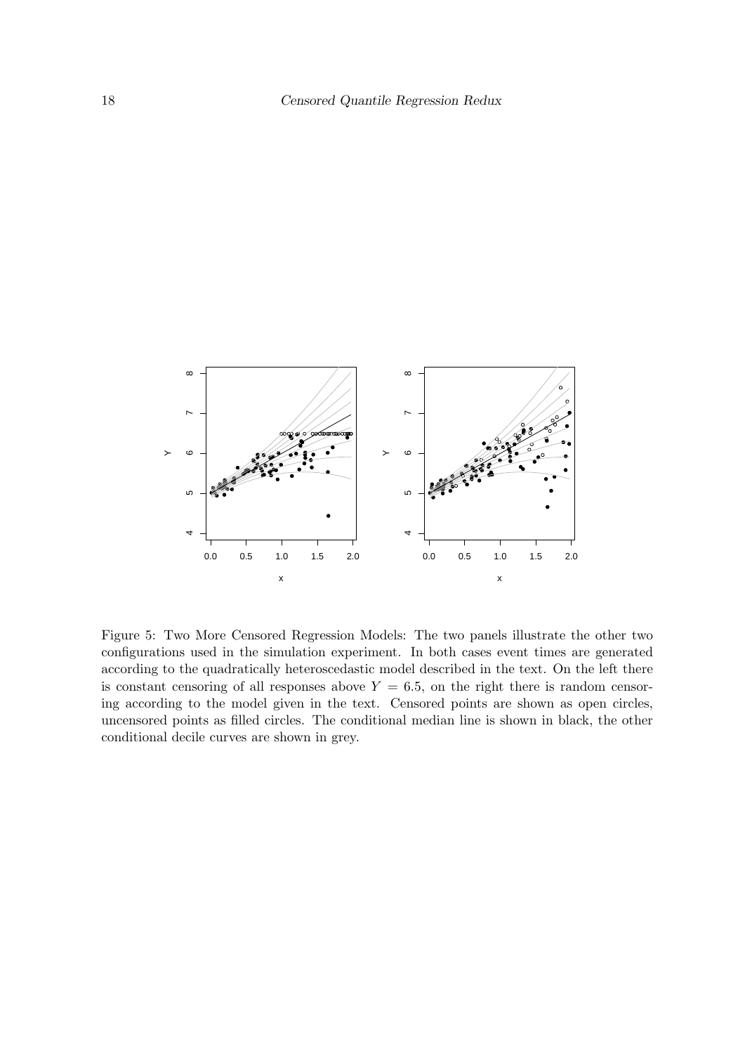Figure 5: Two More Censored Regression Models: The two panels illustrate the other two configurations used in the simulation experiment. In both cases event times are generated according to the quadratically heteroscedastic model described in the text. On the left there is constant censoring of all responses above $Y = 6.5$, on the right there is random censoring according to the model given in the text. Censored points are shown as open circles, uncensored points as filled circles. The conditional median line is shown in black, the other conditional decile curves are shown in grey.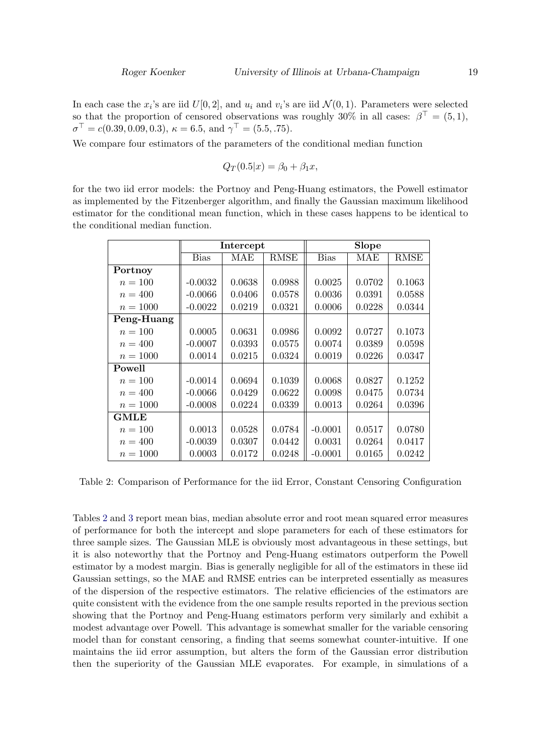In each case the $x_i$'s are iid $U[0, 2]$, and $u_i$ and $v_i$'s are iid $\mathcal{N}(0, 1)$. Parameters were selected so that the proportion of censored observations was roughly 30% in all cases: $\beta^\top = (5, 1)$, $\sigma^\top = c(0.39, 0.09, 0.3)$, $\kappa = 6.5$, and $\gamma^\top = (5.5, .75)$.

We compare four estimators of the parameters of the conditional median function

$$Q_T(0.5|x) = \beta_0 + \beta_1 x,$$

for the two iid error models: the Portnoy and Peng-Huang estimators, the Powell estimator as implemented by the Fitzenberger algorithm, and finally the Gaussian maximum likelihood estimator for the conditional mean function, which in these cases happens to be identical to the conditional median function.

| | **Intercept** | | | **Slope** | | |
|---|---|---|---|---|---|---|
| | Bias | MAE | RMSE | Bias | MAE | RMSE |
| **Portnoy** | | | | | | |
| $n = 100$ | -0.0032 | 0.0638 | 0.0988 | 0.0025 | 0.0702 | 0.1063 |
| $n = 400$ | -0.0066 | 0.0406 | 0.0578 | 0.0036 | 0.0391 | 0.0588 |
| $n = 1000$ | -0.0022 | 0.0219 | 0.0321 | 0.0006 | 0.0228 | 0.0344 |
| **Peng-Huang** | | | | | | |
| $n = 100$ | 0.0005 | 0.0631 | 0.0986 | 0.0092 | 0.0727 | 0.1073 |
| $n = 400$ | -0.0007 | 0.0393 | 0.0575 | 0.0074 | 0.0389 | 0.0598 |
| $n = 1000$ | 0.0014 | 0.0215 | 0.0324 | 0.0019 | 0.0226 | 0.0347 |
| **Powell** | | | | | | |
| $n = 100$ | -0.0014 | 0.0694 | 0.1039 | 0.0068 | 0.0827 | 0.1252 |
| $n = 400$ | -0.0066 | 0.0429 | 0.0622 | 0.0098 | 0.0475 | 0.0734 |
| $n = 1000$ | -0.0008 | 0.0224 | 0.0339 | 0.0013 | 0.0264 | 0.0396 |
| **GMLE** | | | | | | |
| $n = 100$ | 0.0013 | 0.0528 | 0.0784 | -0.0001 | 0.0517 | 0.0780 |
| $n = 400$ | -0.0039 | 0.0307 | 0.0442 | 0.0031 | 0.0264 | 0.0417 |
| $n = 1000$ | 0.0003 | 0.0172 | 0.0248 | -0.0001 | 0.0165 | 0.0242 |

Table 2: Comparison of Performance for the iid Error, Constant Censoring Configuration

Tables 2 and 3 report mean bias, median absolute error and root mean squared error measures of performance for both the intercept and slope parameters for each of these estimators for three sample sizes. The Gaussian MLE is obviously most advantageous in these settings, but it is also noteworthy that the Portnoy and Peng-Huang estimators outperform the Powell estimator by a modest margin. Bias is generally negligible for all of the estimators in these iid Gaussian settings, so the MAE and RMSE entries can be interpreted essentially as measures of the dispersion of the respective estimators. The relative efficiencies of the estimators are quite consistent with the evidence from the one sample results reported in the previous section showing that the Portnoy and Peng-Huang estimators perform very similarly and exhibit a modest advantage over Powell. This advantage is somewhat smaller for the variable censoring model than for constant censoring, a finding that seems somewhat counter-intuitive. If one maintains the iid error assumption, but alters the form of the Gaussian error distribution then the superiority of the Gaussian MLE evaporates. For example, in simulations of a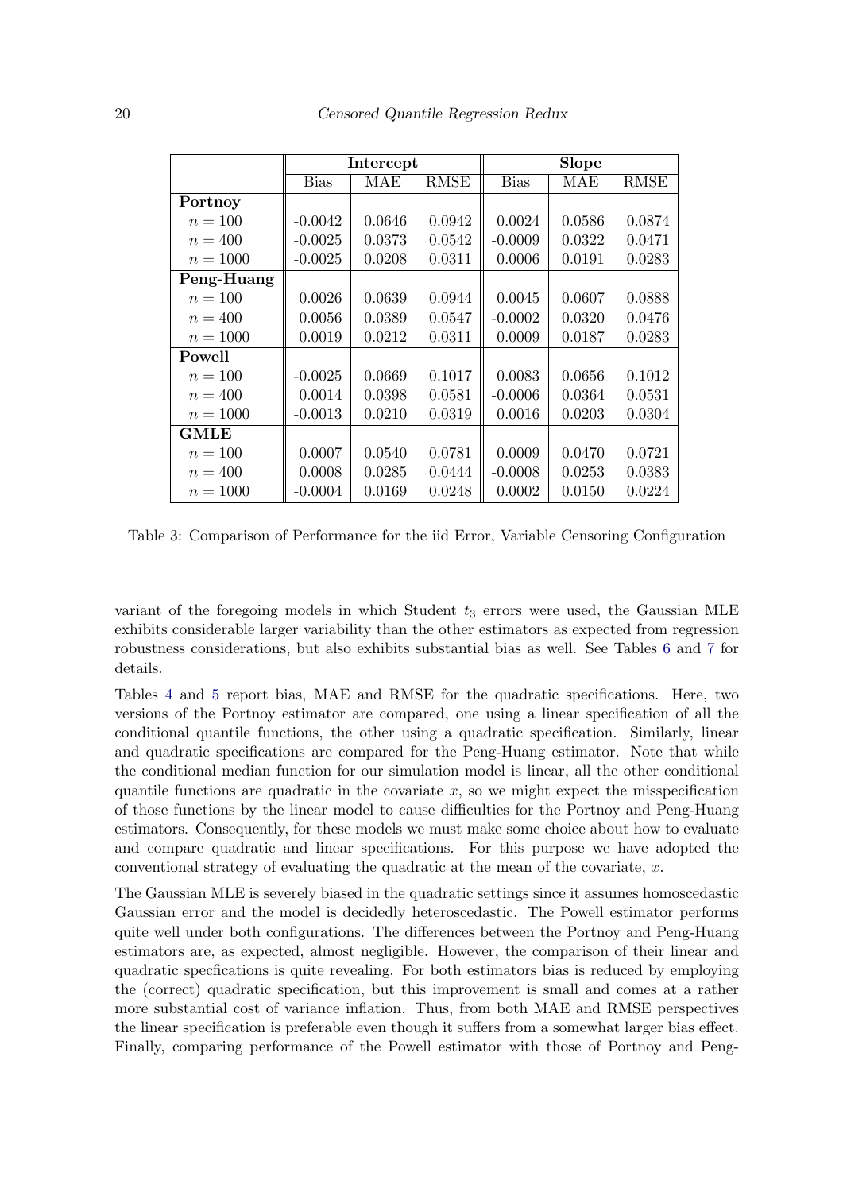| | Intercept | | | Slope | | |
|---|---|---|---|---|---|---|
| | Bias | MAE | RMSE | Bias | MAE | RMSE |
| **Portnoy** | | | | | | |
| $n = 100$ | -0.0042 | 0.0646 | 0.0942 | 0.0024 | 0.0586 | 0.0874 |
| $n = 400$ | -0.0025 | 0.0373 | 0.0542 | -0.0009 | 0.0322 | 0.0471 |
| $n = 1000$ | -0.0025 | 0.0208 | 0.0311 | 0.0006 | 0.0191 | 0.0283 |
| **Peng-Huang** | | | | | | |
| $n = 100$ | 0.0026 | 0.0639 | 0.0944 | 0.0045 | 0.0607 | 0.0888 |
| $n = 400$ | 0.0056 | 0.0389 | 0.0547 | -0.0002 | 0.0320 | 0.0476 |
| $n = 1000$ | 0.0019 | 0.0212 | 0.0311 | 0.0009 | 0.0187 | 0.0283 |
| **Powell** | | | | | | |
| $n = 100$ | -0.0025 | 0.0669 | 0.1017 | 0.0083 | 0.0656 | 0.1012 |
| $n = 400$ | 0.0014 | 0.0398 | 0.0581 | -0.0006 | 0.0364 | 0.0531 |
| $n = 1000$ | -0.0013 | 0.0210 | 0.0319 | 0.0016 | 0.0203 | 0.0304 |
| **GMLE** | | | | | | |
| $n = 100$ | 0.0007 | 0.0540 | 0.0781 | 0.0009 | 0.0470 | 0.0721 |
| $n = 400$ | 0.0008 | 0.0285 | 0.0444 | -0.0008 | 0.0253 | 0.0383 |
| $n = 1000$ | -0.0004 | 0.0169 | 0.0248 | 0.0002 | 0.0150 | 0.0224 |

Table 3: Comparison of Performance for the iid Error, Variable Censoring Configuration

variant of the foregoing models in which Student $t_3$ errors were used, the Gaussian MLE exhibits considerable larger variability than the other estimators as expected from regression robustness considerations, but also exhibits substantial bias as well. See Tables 6 and 7 for details.

Tables 4 and 5 report bias, MAE and RMSE for the quadratic specifications. Here, two versions of the Portnoy estimator are compared, one using a linear specification of all the conditional quantile functions, the other using a quadratic specification. Similarly, linear and quadratic specifications are compared for the Peng-Huang estimator. Note that while the conditional median function for our simulation model is linear, all the other conditional quantile functions are quadratic in the covariate $x$, so we might expect the misspecification of those functions by the linear model to cause difficulties for the Portnoy and Peng-Huang estimators. Consequently, for these models we must make some choice about how to evaluate and compare quadratic and linear specifications. For this purpose we have adopted the conventional strategy of evaluating the quadratic at the mean of the covariate, $x$.

The Gaussian MLE is severely biased in the quadratic settings since it assumes homoscedastic Gaussian error and the model is decidedly heteroscedastic. The Powell estimator performs quite well under both configurations. The differences between the Portnoy and Peng-Huang estimators are, as expected, almost negligible. However, the comparison of their linear and quadratic specfications is quite revealing. For both estimators bias is reduced by employing the (correct) quadratic specification, but this improvement is small and comes at a rather more substantial cost of variance inflation. Thus, from both MAE and RMSE perspectives the linear specification is preferable even though it suffers from a somewhat larger bias effect. Finally, comparing performance of the Powell estimator with those of Portnoy and Peng-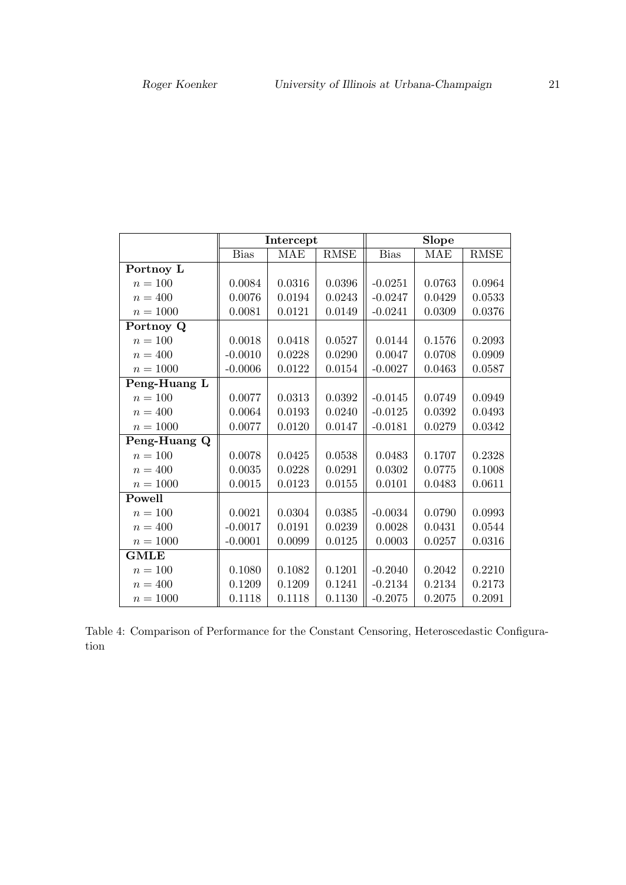| | Intercept | | | Slope | | |
|---|---|---|---|---|---|---|
| | Bias | MAE | RMSE | Bias | MAE | RMSE |
| **Portnoy L** | | | | | | |
| $n = 100$ | 0.0084 | 0.0316 | 0.0396 | -0.0251 | 0.0763 | 0.0964 |
| $n = 400$ | 0.0076 | 0.0194 | 0.0243 | -0.0247 | 0.0429 | 0.0533 |
| $n = 1000$ | 0.0081 | 0.0121 | 0.0149 | -0.0241 | 0.0309 | 0.0376 |
| **Portnoy Q** | | | | | | |
| $n = 100$ | 0.0018 | 0.0418 | 0.0527 | 0.0144 | 0.1576 | 0.2093 |
| $n = 400$ | -0.0010 | 0.0228 | 0.0290 | 0.0047 | 0.0708 | 0.0909 |
| $n = 1000$ | -0.0006 | 0.0122 | 0.0154 | -0.0027 | 0.0463 | 0.0587 |
| **Peng-Huang L** | | | | | | |
| $n = 100$ | 0.0077 | 0.0313 | 0.0392 | -0.0145 | 0.0749 | 0.0949 |
| $n = 400$ | 0.0064 | 0.0193 | 0.0240 | -0.0125 | 0.0392 | 0.0493 |
| $n = 1000$ | 0.0077 | 0.0120 | 0.0147 | -0.0181 | 0.0279 | 0.0342 |
| **Peng-Huang Q** | | | | | | |
| $n = 100$ | 0.0078 | 0.0425 | 0.0538 | 0.0483 | 0.1707 | 0.2328 |
| $n = 400$ | 0.0035 | 0.0228 | 0.0291 | 0.0302 | 0.0775 | 0.1008 |
| $n = 1000$ | 0.0015 | 0.0123 | 0.0155 | 0.0101 | 0.0483 | 0.0611 |
| **Powell** | | | | | | |
| $n = 100$ | 0.0021 | 0.0304 | 0.0385 | -0.0034 | 0.0790 | 0.0993 |
| $n = 400$ | -0.0017 | 0.0191 | 0.0239 | 0.0028 | 0.0431 | 0.0544 |
| $n = 1000$ | -0.0001 | 0.0099 | 0.0125 | 0.0003 | 0.0257 | 0.0316 |
| **GMLE** | | | | | | |
| $n = 100$ | 0.1080 | 0.1082 | 0.1201 | -0.2040 | 0.2042 | 0.2210 |
| $n = 400$ | 0.1209 | 0.1209 | 0.1241 | -0.2134 | 0.2134 | 0.2173 |
| $n = 1000$ | 0.1118 | 0.1118 | 0.1130 | -0.2075 | 0.2075 | 0.2091 |

Table 4: Comparison of Performance for the Constant Censoring, Heteroscedastic Configuration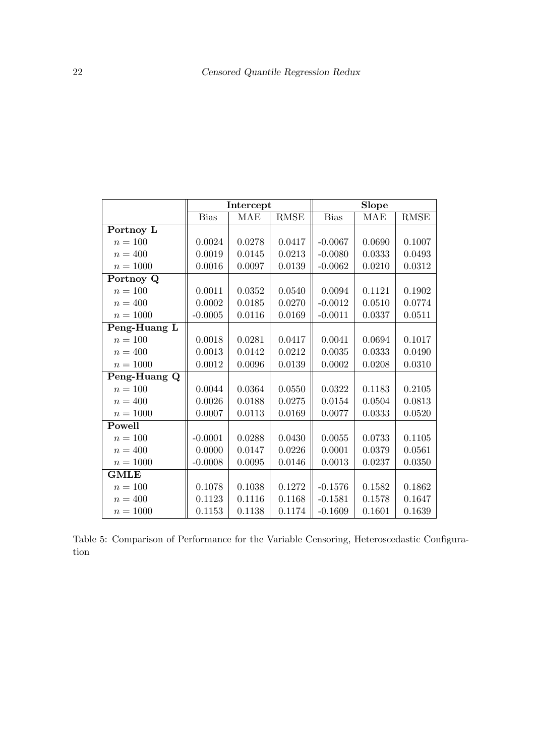| | Intercept | | | Slope | | |
|---|---|---|---|---|---|---|
| | Bias | MAE | RMSE | Bias | MAE | RMSE |
| **Portnoy L** | | | | | | |
| $n = 100$ | 0.0024 | 0.0278 | 0.0417 | -0.0067 | 0.0690 | 0.1007 |
| $n = 400$ | 0.0019 | 0.0145 | 0.0213 | -0.0080 | 0.0333 | 0.0493 |
| $n = 1000$ | 0.0016 | 0.0097 | 0.0139 | -0.0062 | 0.0210 | 0.0312 |
| **Portnoy Q** | | | | | | |
| $n = 100$ | 0.0011 | 0.0352 | 0.0540 | 0.0094 | 0.1121 | 0.1902 |
| $n = 400$ | 0.0002 | 0.0185 | 0.0270 | -0.0012 | 0.0510 | 0.0774 |
| $n = 1000$ | -0.0005 | 0.0116 | 0.0169 | -0.0011 | 0.0337 | 0.0511 |
| **Peng-Huang L** | | | | | | |
| $n = 100$ | 0.0018 | 0.0281 | 0.0417 | 0.0041 | 0.0694 | 0.1017 |
| $n = 400$ | 0.0013 | 0.0142 | 0.0212 | 0.0035 | 0.0333 | 0.0490 |
| $n = 1000$ | 0.0012 | 0.0096 | 0.0139 | 0.0002 | 0.0208 | 0.0310 |
| **Peng-Huang Q** | | | | | | |
| $n = 100$ | 0.0044 | 0.0364 | 0.0550 | 0.0322 | 0.1183 | 0.2105 |
| $n = 400$ | 0.0026 | 0.0188 | 0.0275 | 0.0154 | 0.0504 | 0.0813 |
| $n = 1000$ | 0.0007 | 0.0113 | 0.0169 | 0.0077 | 0.0333 | 0.0520 |
| **Powell** | | | | | | |
| $n = 100$ | -0.0001 | 0.0288 | 0.0430 | 0.0055 | 0.0733 | 0.1105 |
| $n = 400$ | 0.0000 | 0.0147 | 0.0226 | 0.0001 | 0.0379 | 0.0561 |
| $n = 1000$ | -0.0008 | 0.0095 | 0.0146 | 0.0013 | 0.0237 | 0.0350 |
| **GMLE** | | | | | | |
| $n = 100$ | 0.1078 | 0.1038 | 0.1272 | -0.1576 | 0.1582 | 0.1862 |
| $n = 400$ | 0.1123 | 0.1116 | 0.1168 | -0.1581 | 0.1578 | 0.1647 |
| $n = 1000$ | 0.1153 | 0.1138 | 0.1174 | -0.1609 | 0.1601 | 0.1639 |

Table 5: Comparison of Performance for the Variable Censoring, Heteroscedastic Configuration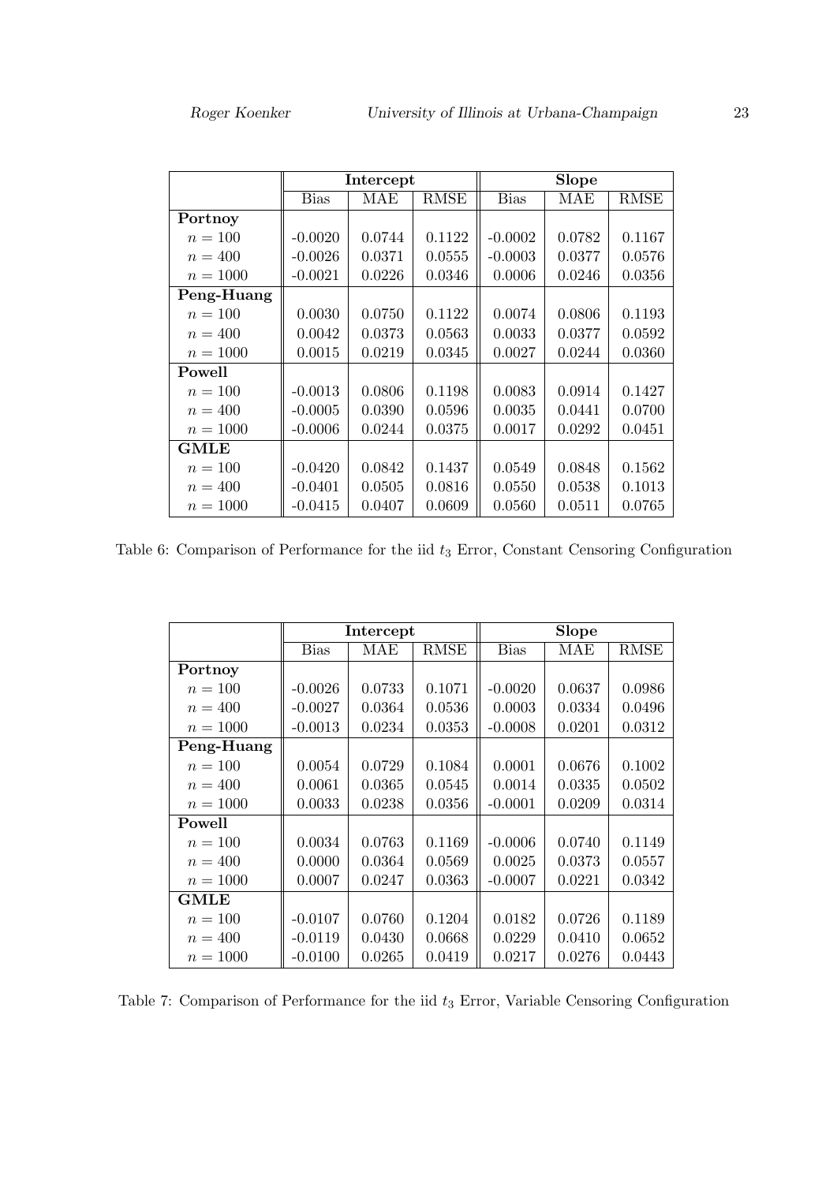| | **Intercept** | | | **Slope** | | |
|---|---|---|---|---|---|---|
| | Bias | MAE | RMSE | Bias | MAE | RMSE |
| **Portnoy** | | | | | | |
| $n = 100$ | -0.0020 | 0.0744 | 0.1122 | -0.0002 | 0.0782 | 0.1167 |
| $n = 400$ | -0.0026 | 0.0371 | 0.0555 | -0.0003 | 0.0377 | 0.0576 |
| $n = 1000$ | -0.0021 | 0.0226 | 0.0346 | 0.0006 | 0.0246 | 0.0356 |
| **Peng-Huang** | | | | | | |
| $n = 100$ | 0.0030 | 0.0750 | 0.1122 | 0.0074 | 0.0806 | 0.1193 |
| $n = 400$ | 0.0042 | 0.0373 | 0.0563 | 0.0033 | 0.0377 | 0.0592 |
| $n = 1000$ | 0.0015 | 0.0219 | 0.0345 | 0.0027 | 0.0244 | 0.0360 |
| **Powell** | | | | | | |
| $n = 100$ | -0.0013 | 0.0806 | 0.1198 | 0.0083 | 0.0914 | 0.1427 |
| $n = 400$ | -0.0005 | 0.0390 | 0.0596 | 0.0035 | 0.0441 | 0.0700 |
| $n = 1000$ | -0.0006 | 0.0244 | 0.0375 | 0.0017 | 0.0292 | 0.0451 |
| **GMLE** | | | | | | |
| $n = 100$ | -0.0420 | 0.0842 | 0.1437 | 0.0549 | 0.0848 | 0.1562 |
| $n = 400$ | -0.0401 | 0.0505 | 0.0816 | 0.0550 | 0.0538 | 0.1013 |
| $n = 1000$ | -0.0415 | 0.0407 | 0.0609 | 0.0560 | 0.0511 | 0.0765 |

Table 6: Comparison of Performance for the iid $t_3$ Error, Constant Censoring Configuration

| | **Intercept** | | | **Slope** | | |
|---|---|---|---|---|---|---|
| | Bias | MAE | RMSE | Bias | MAE | RMSE |
| **Portnoy** | | | | | | |
| $n = 100$ | -0.0026 | 0.0733 | 0.1071 | -0.0020 | 0.0637 | 0.0986 |
| $n = 400$ | -0.0027 | 0.0364 | 0.0536 | 0.0003 | 0.0334 | 0.0496 |
| $n = 1000$ | -0.0013 | 0.0234 | 0.0353 | -0.0008 | 0.0201 | 0.0312 |
| **Peng-Huang** | | | | | | |
| $n = 100$ | 0.0054 | 0.0729 | 0.1084 | 0.0001 | 0.0676 | 0.1002 |
| $n = 400$ | 0.0061 | 0.0365 | 0.0545 | 0.0014 | 0.0335 | 0.0502 |
| $n = 1000$ | 0.0033 | 0.0238 | 0.0356 | -0.0001 | 0.0209 | 0.0314 |
| **Powell** | | | | | | |
| $n = 100$ | 0.0034 | 0.0763 | 0.1169 | -0.0006 | 0.0740 | 0.1149 |
| $n = 400$ | 0.0000 | 0.0364 | 0.0569 | 0.0025 | 0.0373 | 0.0557 |
| $n = 1000$ | 0.0007 | 0.0247 | 0.0363 | -0.0007 | 0.0221 | 0.0342 |
| **GMLE** | | | | | | |
| $n = 100$ | -0.0107 | 0.0760 | 0.1204 | 0.0182 | 0.0726 | 0.1189 |
| $n = 400$ | -0.0119 | 0.0430 | 0.0668 | 0.0229 | 0.0410 | 0.0652 |
| $n = 1000$ | -0.0100 | 0.0265 | 0.0419 | 0.0217 | 0.0276 | 0.0443 |

Table 7: Comparison of Performance for the iid $t_3$ Error, Variable Censoring Configuration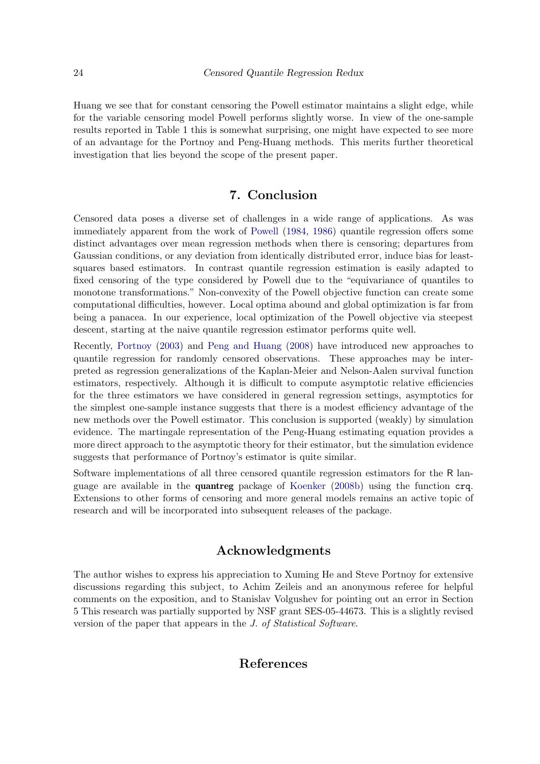Huang we see that for constant censoring the Powell estimator maintains a slight edge, while for the variable censoring model Powell performs slightly worse. In view of the one-sample results reported in Table 1 this is somewhat surprising, one might have expected to see more of an advantage for the Portnoy and Peng-Huang methods. This merits further theoretical investigation that lies beyond the scope of the present paper.

## 7. Conclusion

Censored data poses a diverse set of challenges in a wide range of applications. As was immediately apparent from the work of Powell (1984, 1986) quantile regression offers some distinct advantages over mean regression methods when there is censoring; departures from Gaussian conditions, or any deviation from identically distributed error, induce bias for least-squares based estimators. In contrast quantile regression estimation is easily adapted to fixed censoring of the type considered by Powell due to the "equivariance of quantiles to monotone transformations." Non-convexity of the Powell objective function can create some computational difficulties, however. Local optima abound and global optimization is far from being a panacea. In our experience, local optimization of the Powell objective via steepest descent, starting at the naive quantile regression estimator performs quite well.

Recently, Portnoy (2003) and Peng and Huang (2008) have introduced new approaches to quantile regression for randomly censored observations. These approaches may be interpreted as regression generalizations of the Kaplan-Meier and Nelson-Aalen survival function estimators, respectively. Although it is difficult to compute asymptotic relative efficiencies for the three estimators we have considered in general regression settings, asymptotics for the simplest one-sample instance suggests that there is a modest efficiency advantage of the new methods over the Powell estimator. This conclusion is supported (weakly) by simulation evidence. The martingale representation of the Peng-Huang estimating equation provides a more direct approach to the asymptotic theory for their estimator, but the simulation evidence suggests that performance of Portnoy's estimator is quite similar.

Software implementations of all three censored quantile regression estimators for the R language are available in the **quantreg** package of Koenker (2008b) using the function `crq`. Extensions to other forms of censoring and more general models remains an active topic of research and will be incorporated into subsequent releases of the package.

## Acknowledgments

The author wishes to express his appreciation to Xuming He and Steve Portnoy for extensive discussions regarding this subject, to Achim Zeileis and an anonymous referee for helpful comments on the exposition, and to Stanislav Volgushev for pointing out an error in Section 5 This research was partially supported by NSF grant SES-05-44673. This is a slightly revised version of the paper that appears in the *J. of Statistical Software*.

## References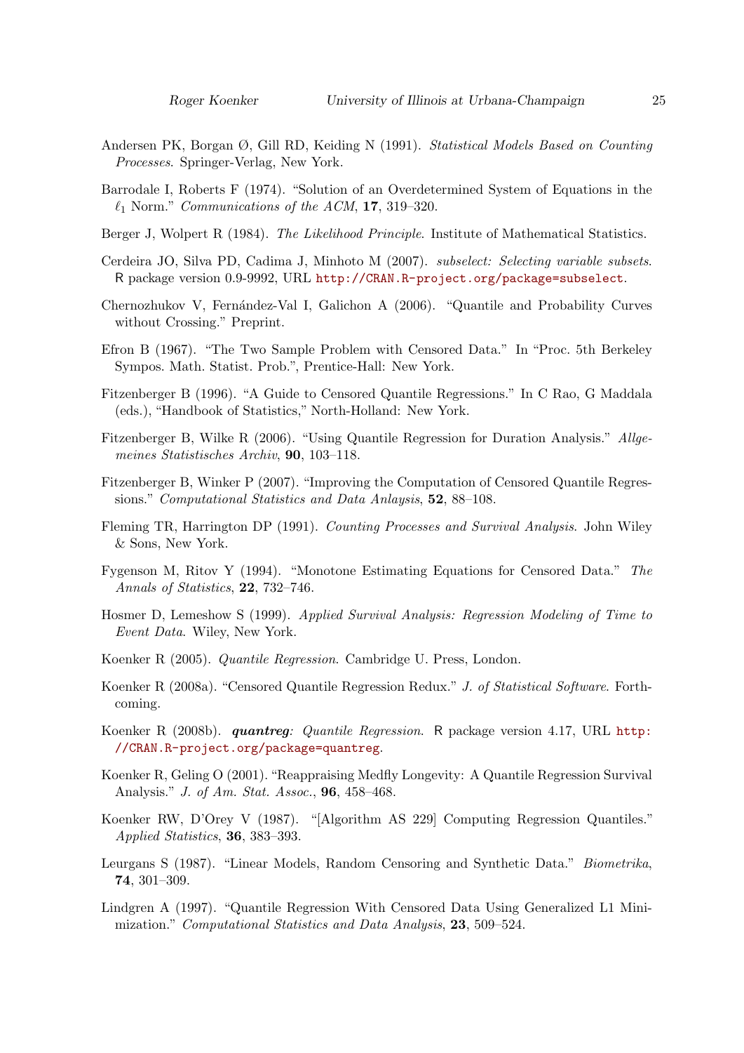Andersen PK, Borgan Ø, Gill RD, Keiding N (1991). *Statistical Models Based on Counting Processes*. Springer-Verlag, New York.

Barrodale I, Roberts F (1974). "Solution of an Overdetermined System of Equations in the $\ell_1$ Norm." *Communications of the ACM*, **17**, 319–320.

Berger J, Wolpert R (1984). *The Likelihood Principle*. Institute of Mathematical Statistics.

Cerdeira JO, Silva PD, Cadima J, Minhoto M (2007). *subselect: Selecting variable subsets*. R package version 0.9-9992, URL http://CRAN.R-project.org/package=subselect.

Chernozhukov V, Fernández-Val I, Galichon A (2006). "Quantile and Probability Curves without Crossing." Preprint.

Efron B (1967). "The Two Sample Problem with Censored Data." In "Proc. 5th Berkeley Sympos. Math. Statist. Prob.", Prentice-Hall: New York.

Fitzenberger B (1996). "A Guide to Censored Quantile Regressions." In C Rao, G Maddala (eds.), "Handbook of Statistics," North-Holland: New York.

Fitzenberger B, Wilke R (2006). "Using Quantile Regression for Duration Analysis." *Allgemeines Statistisches Archiv*, **90**, 103–118.

Fitzenberger B, Winker P (2007). "Improving the Computation of Censored Quantile Regressions." *Computational Statistics and Data Anlaysis*, **52**, 88–108.

Fleming TR, Harrington DP (1991). *Counting Processes and Survival Analysis*. John Wiley & Sons, New York.

Fygenson M, Ritov Y (1994). "Monotone Estimating Equations for Censored Data." *The Annals of Statistics*, **22**, 732–746.

Hosmer D, Lemeshow S (1999). *Applied Survival Analysis: Regression Modeling of Time to Event Data*. Wiley, New York.

Koenker R (2005). *Quantile Regression*. Cambridge U. Press, London.

Koenker R (2008a). "Censored Quantile Regression Redux." *J. of Statistical Software*. Forthcoming.

Koenker R (2008b). ***quantreg**: Quantile Regression*. R package version 4.17, URL http://CRAN.R-project.org/package=quantreg.

Koenker R, Geling O (2001). "Reappraising Medfly Longevity: A Quantile Regression Survival Analysis." *J. of Am. Stat. Assoc.*, **96**, 458–468.

Koenker RW, D'Orey V (1987). "[Algorithm AS 229] Computing Regression Quantiles." *Applied Statistics*, **36**, 383–393.

Leurgans S (1987). "Linear Models, Random Censoring and Synthetic Data." *Biometrika*, **74**, 301–309.

Lindgren A (1997). "Quantile Regression With Censored Data Using Generalized L1 Minimization." *Computational Statistics and Data Analysis*, **23**, 509–524.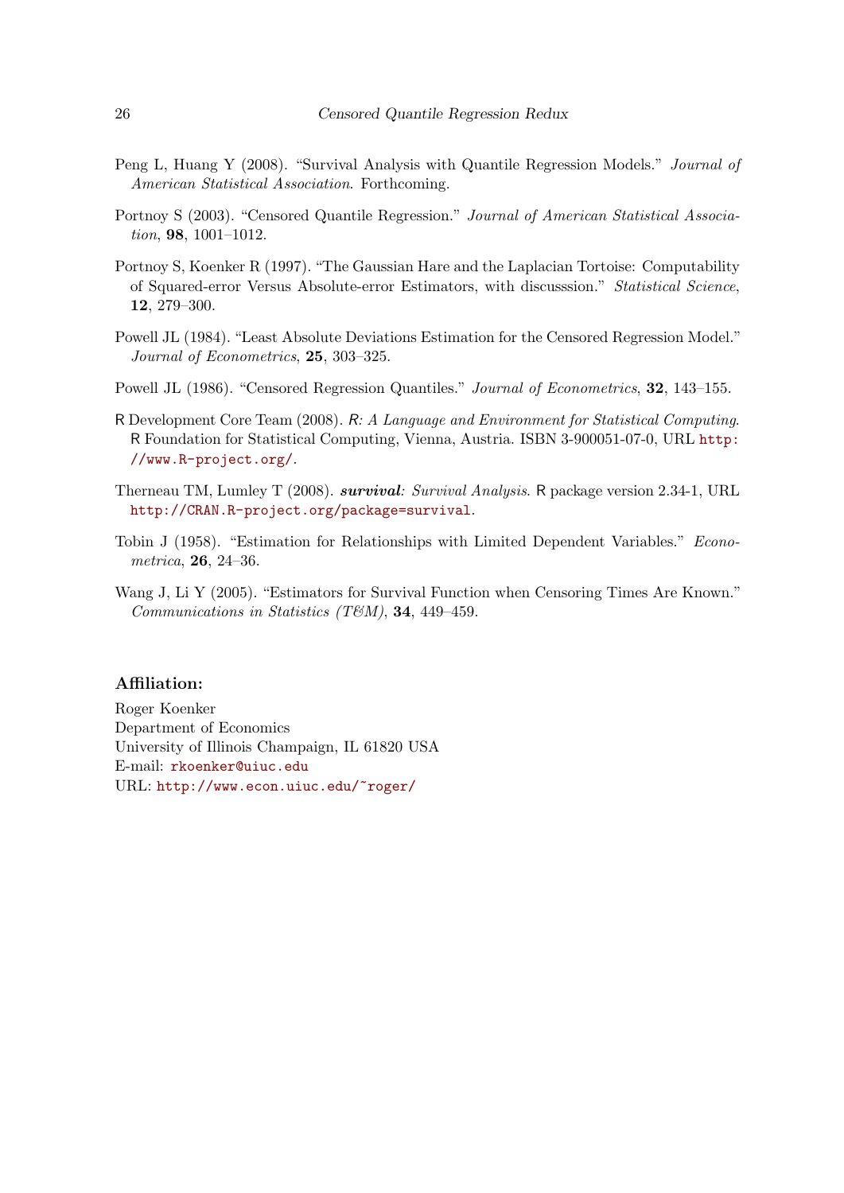Peng L, Huang Y (2008). "Survival Analysis with Quantile Regression Models." *Journal of American Statistical Association*. Forthcoming.

Portnoy S (2003). "Censored Quantile Regression." *Journal of American Statistical Association*, **98**, 1001–1012.

Portnoy S, Koenker R (1997). "The Gaussian Hare and the Laplacian Tortoise: Computability of Squared-error Versus Absolute-error Estimators, with discusssion." *Statistical Science*, **12**, 279–300.

Powell JL (1984). "Least Absolute Deviations Estimation for the Censored Regression Model." *Journal of Econometrics*, **25**, 303–325.

Powell JL (1986). "Censored Regression Quantiles." *Journal of Econometrics*, **32**, 143–155.

R Development Core Team (2008). *R: A Language and Environment for Statistical Computing*. R Foundation for Statistical Computing, Vienna, Austria. ISBN 3-900051-07-0, URL http://www.R-project.org/.

Therneau TM, Lumley T (2008). ***survival**: Survival Analysis*. R package version 2.34-1, URL http://CRAN.R-project.org/package=survival.

Tobin J (1958). "Estimation for Relationships with Limited Dependent Variables." *Econometrica*, **26**, 24–36.

Wang J, Li Y (2005). "Estimators for Survival Function when Censoring Times Are Known." *Communications in Statistics (T&M)*, **34**, 449–459.

### Affiliation:

Roger Koenker
Department of Economics
University of Illinois Champaign, IL 61820 USA
E-mail: rkoenker@uiuc.edu
URL: http://www.econ.uiuc.edu/~roger/